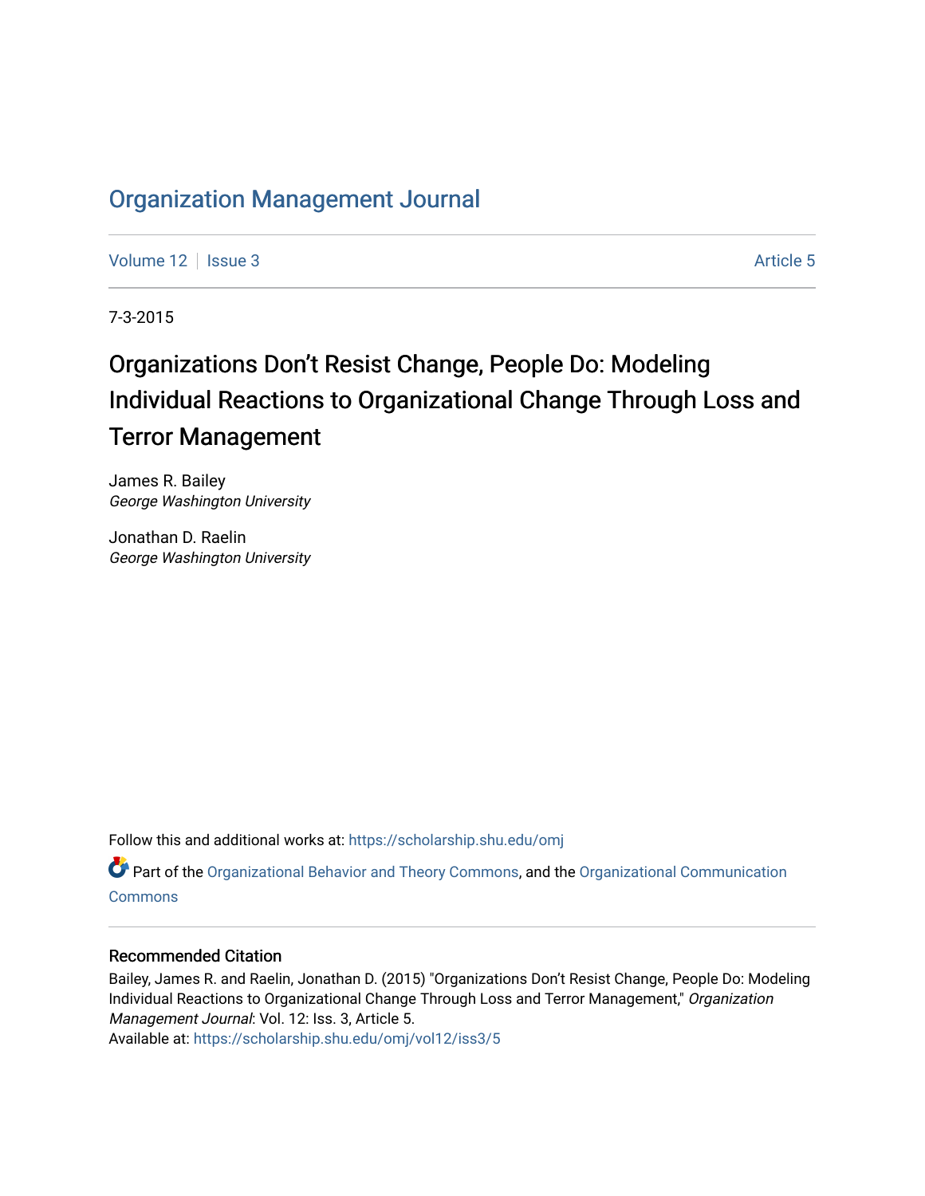# Organization Management Journal

Volume 12 | Issue 3 | Article 5

7-3-2015

## Organizations Don't Resist Change, People Do: Modeling Individual Reactions to Organizational Change Through Loss and Terror Management

James R. Bailey
*George Washington University*

Jonathan D. Raelin
*George Washington University*

Follow this and additional works at: https://scholarship.shu.edu/omj

Part of the Organizational Behavior and Theory Commons, and the Organizational Communication Commons

### Recommended Citation

Bailey, James R. and Raelin, Jonathan D. (2015) "Organizations Don't Resist Change, People Do: Modeling Individual Reactions to Organizational Change Through Loss and Terror Management," *Organization Management Journal*: Vol. 12: Iss. 3, Article 5.
Available at: https://scholarship.shu.edu/omj/vol12/iss3/5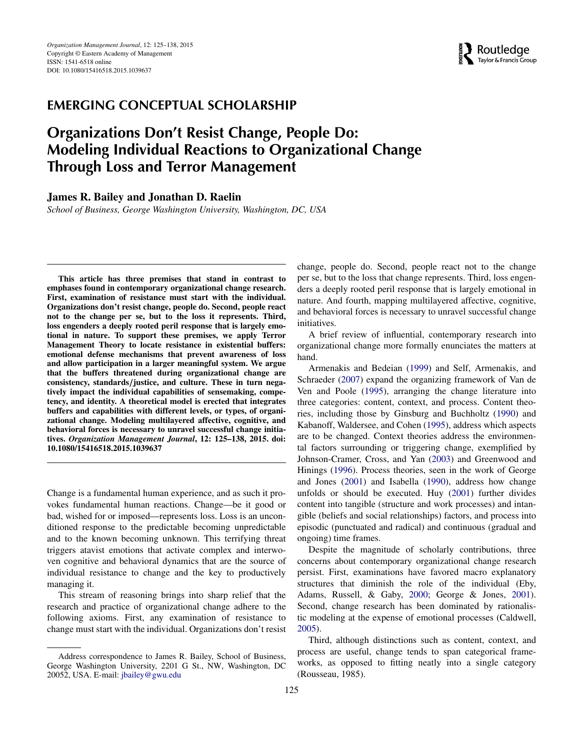## EMERGING CONCEPTUAL SCHOLARSHIP

# Organizations Don't Resist Change, People Do: Modeling Individual Reactions to Organizational Change Through Loss and Terror Management

**James R. Bailey and Jonathan D. Raelin**

*School of Business, George Washington University, Washington, DC, USA*

**This article has three premises that stand in contrast to emphases found in contemporary organizational change research. First, examination of resistance must start with the individual. Organizations don't resist change, people do. Second, people react not to the change per se, but to the loss it represents. Third, loss engenders a deeply rooted peril response that is largely emotional in nature. To support these premises, we apply Terror Management Theory to locate resistance in existential buffers: emotional defense mechanisms that prevent awareness of loss and allow participation in a larger meaningful system. We argue that the buffers threatened during organizational change are consistency, standards/justice, and culture. These in turn negatively impact the individual capabilities of sensemaking, competency, and identity. A theoretical model is erected that integrates buffers and capabilities with different levels, or types, of organizational change. Modeling multilayered affective, cognitive, and behavioral forces is necessary to unravel successful change initiatives. *Organization Management Journal*, 12: 125–138, 2015. doi: 10.1080/15416518.2015.1039637**

Change is a fundamental human experience, and as such it provokes fundamental human reactions. Change—be it good or bad, wished for or imposed—represents loss. Loss is an unconditioned response to the predictable becoming unpredictable and to the known becoming unknown. This terrifying threat triggers atavist emotions that activate complex and interwoven cognitive and behavioral dynamics that are the source of individual resistance to change and the key to productively managing it.

This stream of reasoning brings into sharp relief that the research and practice of organizational change adhere to the following axioms. First, any examination of resistance to change must start with the individual. Organizations don't resist change, people do. Second, people react not to the change per se, but to the loss that change represents. Third, loss engenders a deeply rooted peril response that is largely emotional in nature. And fourth, mapping multilayered affective, cognitive, and behavioral forces is necessary to unravel successful change initiatives.

A brief review of influential, contemporary research into organizational change more formally enunciates the matters at hand.

Armenakis and Bedeian (1999) and Self, Armenakis, and Schraeder (2007) expand the organizing framework of Van de Ven and Poole (1995), arranging the change literature into three categories: content, context, and process. Content theories, including those by Ginsburg and Buchholtz (1990) and Kabanoff, Waldersee, and Cohen (1995), address which aspects are to be changed. Context theories address the environmental factors surrounding or triggering change, exemplified by Johnson-Cramer, Cross, and Yan (2003) and Greenwood and Hinings (1996). Process theories, seen in the work of George and Jones (2001) and Isabella (1990), address how change unfolds or should be executed. Huy (2001) further divides content into tangible (structure and work processes) and intangible (beliefs and social relationships) factors, and process into episodic (punctuated and radical) and continuous (gradual and ongoing) time frames.

Despite the magnitude of scholarly contributions, three concerns about contemporary organizational change research persist. First, examinations have favored macro explanatory structures that diminish the role of the individual (Eby, Adams, Russell, & Gaby, 2000; George & Jones, 2001). Second, change research has been dominated by rationalistic modeling at the expense of emotional processes (Caldwell, 2005).

Third, although distinctions such as content, context, and process are useful, change tends to span categorical frameworks, as opposed to fitting neatly into a single category (Rousseau, 1985).

---

Address correspondence to James R. Bailey, School of Business, George Washington University, 2201 G St., NW, Washington, DC 20052, USA. E-mail: jbailey@gwu.edu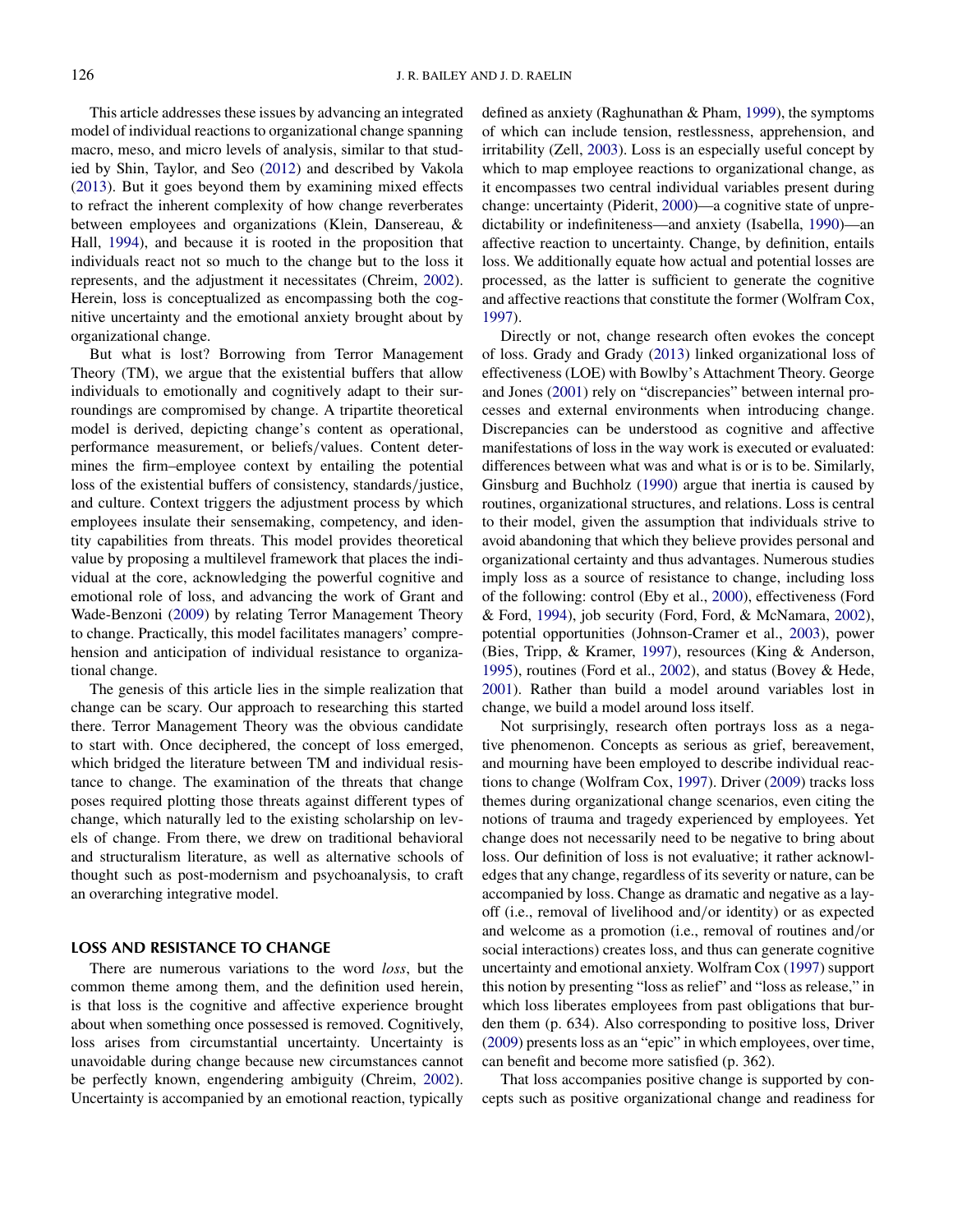This article addresses these issues by advancing an integrated model of individual reactions to organizational change spanning macro, meso, and micro levels of analysis, similar to that studied by Shin, Taylor, and Seo (2012) and described by Vakola (2013). But it goes beyond them by examining mixed effects to refract the inherent complexity of how change reverberates between employees and organizations (Klein, Dansereau, & Hall, 1994), and because it is rooted in the proposition that individuals react not so much to the change but to the loss it represents, and the adjustment it necessitates (Chreim, 2002). Herein, loss is conceptualized as encompassing both the cognitive uncertainty and the emotional anxiety brought about by organizational change.

But what is lost? Borrowing from Terror Management Theory (TM), we argue that the existential buffers that allow individuals to emotionally and cognitively adapt to their surroundings are compromised by change. A tripartite theoretical model is derived, depicting change's content as operational, performance measurement, or beliefs/values. Content determines the firm–employee context by entailing the potential loss of the existential buffers of consistency, standards/justice, and culture. Context triggers the adjustment process by which employees insulate their sensemaking, competency, and identity capabilities from threats. This model provides theoretical value by proposing a multilevel framework that places the individual at the core, acknowledging the powerful cognitive and emotional role of loss, and advancing the work of Grant and Wade-Benzoni (2009) by relating Terror Management Theory to change. Practically, this model facilitates managers' comprehension and anticipation of individual resistance to organizational change.

The genesis of this article lies in the simple realization that change can be scary. Our approach to researching this started there. Terror Management Theory was the obvious candidate to start with. Once deciphered, the concept of loss emerged, which bridged the literature between TM and individual resistance to change. The examination of the threats that change poses required plotting those threats against different types of change, which naturally led to the existing scholarship on levels of change. From there, we drew on traditional behavioral and structuralism literature, as well as alternative schools of thought such as post-modernism and psychoanalysis, to craft an overarching integrative model.

## LOSS AND RESISTANCE TO CHANGE

There are numerous variations to the word *loss*, but the common theme among them, and the definition used herein, is that loss is the cognitive and affective experience brought about when something once possessed is removed. Cognitively, loss arises from circumstantial uncertainty. Uncertainty is unavoidable during change because new circumstances cannot be perfectly known, engendering ambiguity (Chreim, 2002). Uncertainty is accompanied by an emotional reaction, typically defined as anxiety (Raghunathan & Pham, 1999), the symptoms of which can include tension, restlessness, apprehension, and irritability (Zell, 2003). Loss is an especially useful concept by which to map employee reactions to organizational change, as it encompasses two central individual variables present during change: uncertainty (Piderit, 2000)—a cognitive state of unpredictability or indefiniteness—and anxiety (Isabella, 1990)—an affective reaction to uncertainty. Change, by definition, entails loss. We additionally equate how actual and potential losses are processed, as the latter is sufficient to generate the cognitive and affective reactions that constitute the former (Wolfram Cox, 1997).

Directly or not, change research often evokes the concept of loss. Grady and Grady (2013) linked organizational loss of effectiveness (LOE) with Bowlby's Attachment Theory. George and Jones (2001) rely on "discrepancies" between internal processes and external environments when introducing change. Discrepancies can be understood as cognitive and affective manifestations of loss in the way work is executed or evaluated: differences between what was and what is or is to be. Similarly, Ginsburg and Buchholz (1990) argue that inertia is caused by routines, organizational structures, and relations. Loss is central to their model, given the assumption that individuals strive to avoid abandoning that which they believe provides personal and organizational certainty and thus advantages. Numerous studies imply loss as a source of resistance to change, including loss of the following: control (Eby et al., 2000), effectiveness (Ford & Ford, 1994), job security (Ford, Ford, & McNamara, 2002), potential opportunities (Johnson-Cramer et al., 2003), power (Bies, Tripp, & Kramer, 1997), resources (King & Anderson, 1995), routines (Ford et al., 2002), and status (Bovey & Hede, 2001). Rather than build a model around variables lost in change, we build a model around loss itself.

Not surprisingly, research often portrays loss as a negative phenomenon. Concepts as serious as grief, bereavement, and mourning have been employed to describe individual reactions to change (Wolfram Cox, 1997). Driver (2009) tracks loss themes during organizational change scenarios, even citing the notions of trauma and tragedy experienced by employees. Yet change does not necessarily need to be negative to bring about loss. Our definition of loss is not evaluative; it rather acknowledges that any change, regardless of its severity or nature, can be accompanied by loss. Change as dramatic and negative as a layoff (i.e., removal of livelihood and/or identity) or as expected and welcome as a promotion (i.e., removal of routines and/or social interactions) creates loss, and thus can generate cognitive uncertainty and emotional anxiety. Wolfram Cox (1997) support this notion by presenting "loss as relief" and "loss as release," in which loss liberates employees from past obligations that burden them (p. 634). Also corresponding to positive loss, Driver (2009) presents loss as an "epic" in which employees, over time, can benefit and become more satisfied (p. 362).

That loss accompanies positive change is supported by concepts such as positive organizational change and readiness for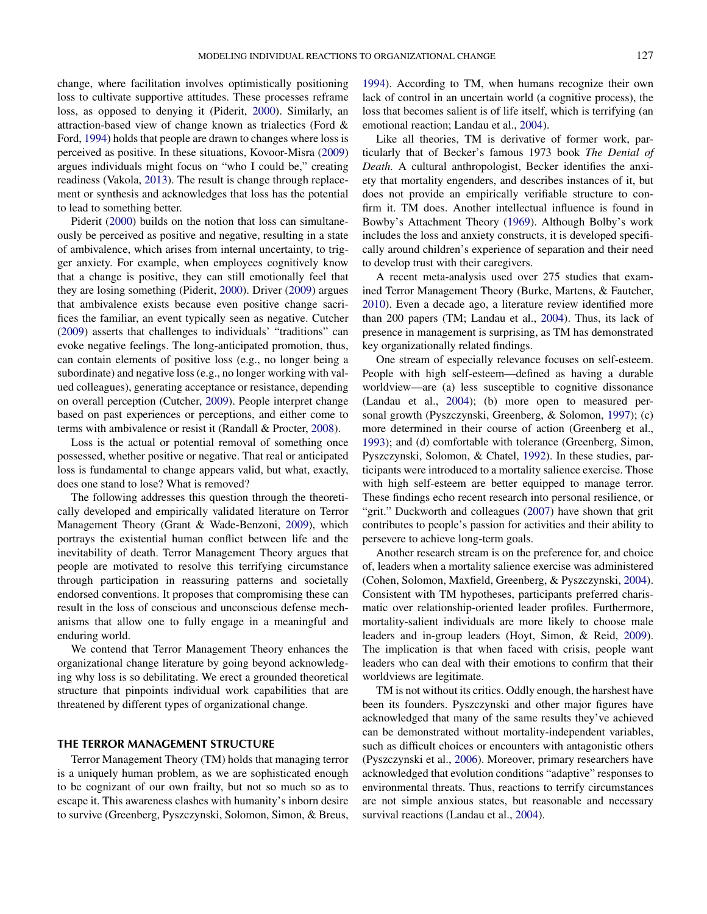change, where facilitation involves optimistically positioning loss to cultivate supportive attitudes. These processes reframe loss, as opposed to denying it (Piderit, 2000). Similarly, an attraction-based view of change known as trialectics (Ford & Ford, 1994) holds that people are drawn to changes where loss is perceived as positive. In these situations, Kovoor-Misra (2009) argues individuals might focus on "who I could be," creating readiness (Vakola, 2013). The result is change through replacement or synthesis and acknowledges that loss has the potential to lead to something better.

Piderit (2000) builds on the notion that loss can simultaneously be perceived as positive and negative, resulting in a state of ambivalence, which arises from internal uncertainty, to trigger anxiety. For example, when employees cognitively know that a change is positive, they can still emotionally feel that they are losing something (Piderit, 2000). Driver (2009) argues that ambivalence exists because even positive change sacrifices the familiar, an event typically seen as negative. Cutcher (2009) asserts that challenges to individuals' "traditions" can evoke negative feelings. The long-anticipated promotion, thus, can contain elements of positive loss (e.g., no longer being a subordinate) and negative loss (e.g., no longer working with valued colleagues), generating acceptance or resistance, depending on overall perception (Cutcher, 2009). People interpret change based on past experiences or perceptions, and either come to terms with ambivalence or resist it (Randall & Procter, 2008).

Loss is the actual or potential removal of something once possessed, whether positive or negative. That real or anticipated loss is fundamental to change appears valid, but what, exactly, does one stand to lose? What is removed?

The following addresses this question through the theoretically developed and empirically validated literature on Terror Management Theory (Grant & Wade-Benzoni, 2009), which portrays the existential human conflict between life and the inevitability of death. Terror Management Theory argues that people are motivated to resolve this terrifying circumstance through participation in reassuring patterns and societally endorsed conventions. It proposes that compromising these can result in the loss of conscious and unconscious defense mechanisms that allow one to fully engage in a meaningful and enduring world.

We contend that Terror Management Theory enhances the organizational change literature by going beyond acknowledging why loss is so debilitating. We erect a grounded theoretical structure that pinpoints individual work capabilities that are threatened by different types of organizational change.

## THE TERROR MANAGEMENT STRUCTURE

Terror Management Theory (TM) holds that managing terror is a uniquely human problem, as we are sophisticated enough to be cognizant of our own frailty, but not so much so as to escape it. This awareness clashes with humanity's inborn desire to survive (Greenberg, Pyszczynski, Solomon, Simon, & Breus, 1994). According to TM, when humans recognize their own lack of control in an uncertain world (a cognitive process), the loss that becomes salient is of life itself, which is terrifying (an emotional reaction; Landau et al., 2004).

Like all theories, TM is derivative of former work, particularly that of Becker's famous 1973 book *The Denial of Death.* A cultural anthropologist, Becker identifies the anxiety that mortality engenders, and describes instances of it, but does not provide an empirically verifiable structure to confirm it. TM does. Another intellectual influence is found in Bowby's Attachment Theory (1969). Although Bolby's work includes the loss and anxiety constructs, it is developed specifically around children's experience of separation and their need to develop trust with their caregivers.

A recent meta-analysis used over 275 studies that examined Terror Management Theory (Burke, Martens, & Fautcher, 2010). Even a decade ago, a literature review identified more than 200 papers (TM; Landau et al., 2004). Thus, its lack of presence in management is surprising, as TM has demonstrated key organizationally related findings.

One stream of especially relevance focuses on self-esteem. People with high self-esteem—defined as having a durable worldview—are (a) less susceptible to cognitive dissonance (Landau et al., 2004); (b) more open to measured personal growth (Pyszczynski, Greenberg, & Solomon, 1997); (c) more determined in their course of action (Greenberg et al., 1993); and (d) comfortable with tolerance (Greenberg, Simon, Pyszczynski, Solomon, & Chatel, 1992). In these studies, participants were introduced to a mortality salience exercise. Those with high self-esteem are better equipped to manage terror. These findings echo recent research into personal resilience, or "grit." Duckworth and colleagues (2007) have shown that grit contributes to people's passion for activities and their ability to persevere to achieve long-term goals.

Another research stream is on the preference for, and choice of, leaders when a mortality salience exercise was administered (Cohen, Solomon, Maxfield, Greenberg, & Pyszczynski, 2004). Consistent with TM hypotheses, participants preferred charismatic over relationship-oriented leader profiles. Furthermore, mortality-salient individuals are more likely to choose male leaders and in-group leaders (Hoyt, Simon, & Reid, 2009). The implication is that when faced with crisis, people want leaders who can deal with their emotions to confirm that their worldviews are legitimate.

TM is not without its critics. Oddly enough, the harshest have been its founders. Pyszczynski and other major figures have acknowledged that many of the same results they've achieved can be demonstrated without mortality-independent variables, such as difficult choices or encounters with antagonistic others (Pyszczynski et al., 2006). Moreover, primary researchers have acknowledged that evolution conditions "adaptive" responses to environmental threats. Thus, reactions to terrify circumstances are not simple anxious states, but reasonable and necessary survival reactions (Landau et al., 2004).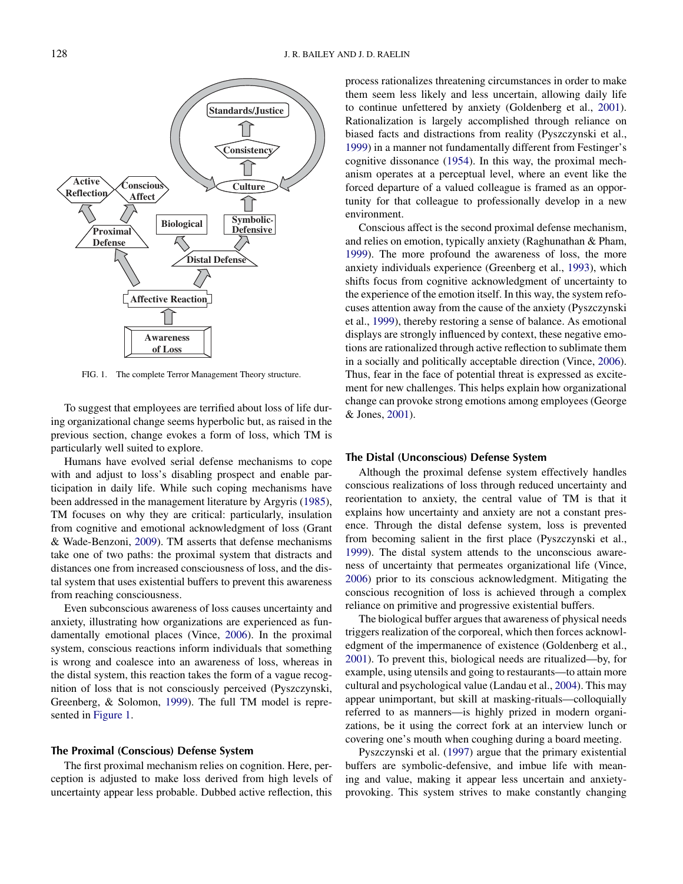FIG. 1. The complete Terror Management Theory structure.

To suggest that employees are terrified about loss of life during organizational change seems hyperbolic but, as raised in the previous section, change evokes a form of loss, which TM is particularly well suited to explore.

Humans have evolved serial defense mechanisms to cope with and adjust to loss's disabling prospect and enable participation in daily life. While such coping mechanisms have been addressed in the management literature by Argyris (1985), TM focuses on why they are critical: particularly, insulation from cognitive and emotional acknowledgment of loss (Grant & Wade-Benzoni, 2009). TM asserts that defense mechanisms take one of two paths: the proximal system that distracts and distances one from increased consciousness of loss, and the distal system that uses existential buffers to prevent this awareness from reaching consciousness.

Even subconscious awareness of loss causes uncertainty and anxiety, illustrating how organizations are experienced as fundamentally emotional places (Vince, 2006). In the proximal system, conscious reactions inform individuals that something is wrong and coalesce into an awareness of loss, whereas in the distal system, this reaction takes the form of a vague recognition of loss that is not consciously perceived (Pyszczynski, Greenberg, & Solomon, 1999). The full TM model is represented in Figure 1.

## The Proximal (Conscious) Defense System

The first proximal mechanism relies on cognition. Here, perception is adjusted to make loss derived from high levels of uncertainty appear less probable. Dubbed active reflection, this process rationalizes threatening circumstances in order to make them seem less likely and less uncertain, allowing daily life to continue unfettered by anxiety (Goldenberg et al., 2001). Rationalization is largely accomplished through reliance on biased facts and distractions from reality (Pyszczynski et al., 1999) in a manner not fundamentally different from Festinger's cognitive dissonance (1954). In this way, the proximal mechanism operates at a perceptual level, where an event like the forced departure of a valued colleague is framed as an opportunity for that colleague to professionally develop in a new environment.

Conscious affect is the second proximal defense mechanism, and relies on emotion, typically anxiety (Raghunathan & Pham, 1999). The more profound the awareness of loss, the more anxiety individuals experience (Greenberg et al., 1993), which shifts focus from cognitive acknowledgment of uncertainty to the experience of the emotion itself. In this way, the system refocuses attention away from the cause of the anxiety (Pyszczynski et al., 1999), thereby restoring a sense of balance. As emotional displays are strongly influenced by context, these negative emotions are rationalized through active reflection to sublimate them in a socially and politically acceptable direction (Vince, 2006). Thus, fear in the face of potential threat is expressed as excitement for new challenges. This helps explain how organizational change can provoke strong emotions among employees (George & Jones, 2001).

## The Distal (Unconscious) Defense System

Although the proximal defense system effectively handles conscious realizations of loss through reduced uncertainty and reorientation to anxiety, the central value of TM is that it explains how uncertainty and anxiety are not a constant presence. Through the distal defense system, loss is prevented from becoming salient in the first place (Pyszczynski et al., 1999). The distal system attends to the unconscious awareness of uncertainty that permeates organizational life (Vince, 2006) prior to its conscious acknowledgment. Mitigating the conscious recognition of loss is achieved through a complex reliance on primitive and progressive existential buffers.

The biological buffer argues that awareness of physical needs triggers realization of the corporeal, which then forces acknowledgment of the impermanence of existence (Goldenberg et al., 2001). To prevent this, biological needs are ritualized—by, for example, using utensils and going to restaurants—to attain more cultural and psychological value (Landau et al., 2004). This may appear unimportant, but skill at masking-rituals—colloquially referred to as manners—is highly prized in modern organizations, be it using the correct fork at an interview lunch or covering one's mouth when coughing during a board meeting.

Pyszczynski et al. (1997) argue that the primary existential buffers are symbolic-defensive, and imbue life with meaning and value, making it appear less uncertain and anxiety-provoking. This system strives to make constantly changing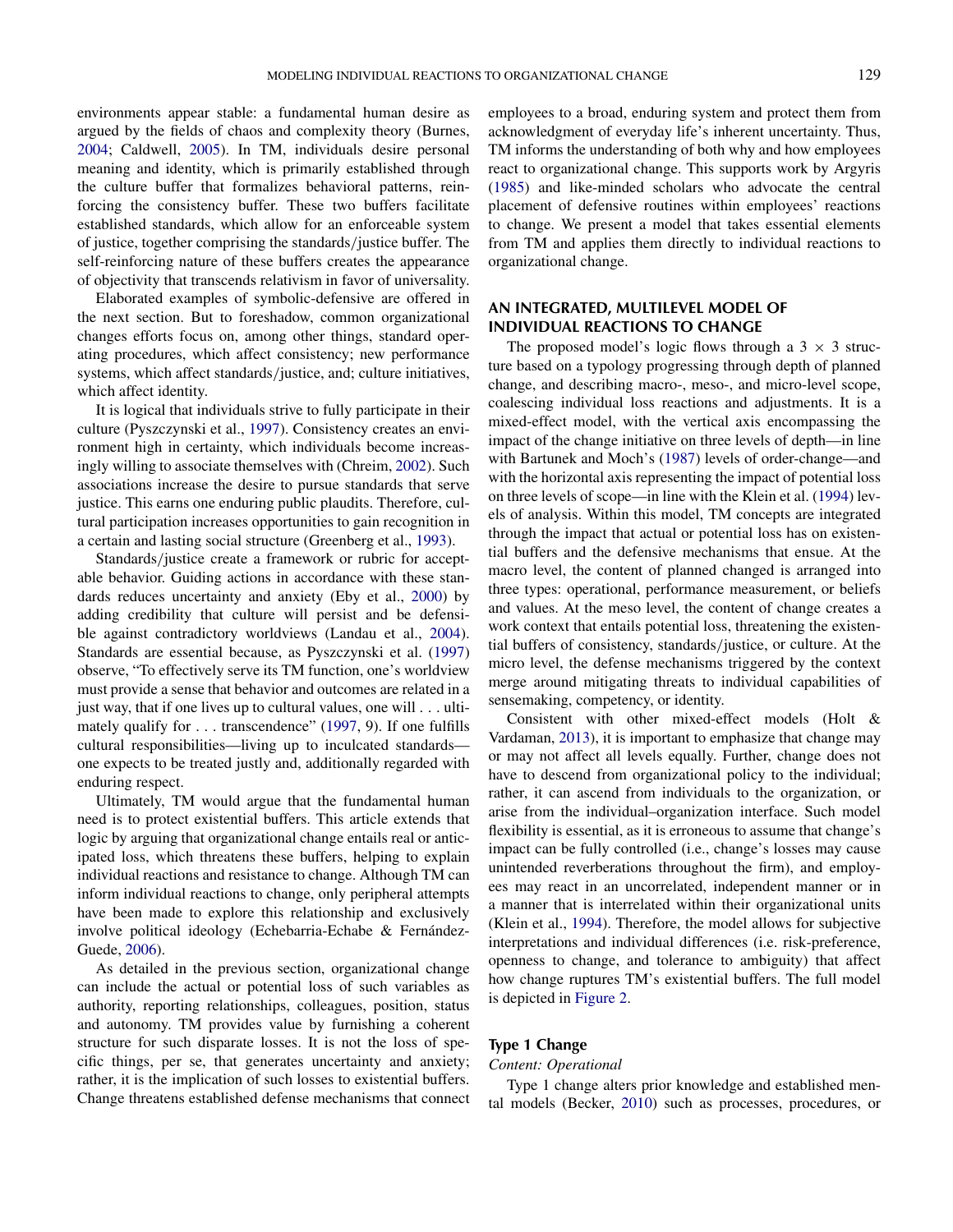environments appear stable: a fundamental human desire as argued by the fields of chaos and complexity theory (Burnes, 2004; Caldwell, 2005). In TM, individuals desire personal meaning and identity, which is primarily established through the culture buffer that formalizes behavioral patterns, reinforcing the consistency buffer. These two buffers facilitate established standards, which allow for an enforceable system of justice, together comprising the standards/justice buffer. The self-reinforcing nature of these buffers creates the appearance of objectivity that transcends relativism in favor of universality.

Elaborated examples of symbolic-defensive are offered in the next section. But to foreshadow, common organizational changes efforts focus on, among other things, standard operating procedures, which affect consistency; new performance systems, which affect standards/justice, and; culture initiatives, which affect identity.

It is logical that individuals strive to fully participate in their culture (Pyszczynski et al., 1997). Consistency creates an environment high in certainty, which individuals become increasingly willing to associate themselves with (Chreim, 2002). Such associations increase the desire to pursue standards that serve justice. This earns one enduring public plaudits. Therefore, cultural participation increases opportunities to gain recognition in a certain and lasting social structure (Greenberg et al., 1993).

Standards/justice create a framework or rubric for acceptable behavior. Guiding actions in accordance with these standards reduces uncertainty and anxiety (Eby et al., 2000) by adding credibility that culture will persist and be defensible against contradictory worldviews (Landau et al., 2004). Standards are essential because, as Pyszczynski et al. (1997) observe, "To effectively serve its TM function, one's worldview must provide a sense that behavior and outcomes are related in a just way, that if one lives up to cultural values, one will . . . ultimately qualify for . . . transcendence" (1997, 9). If one fulfills cultural responsibilities—living up to inculcated standards—one expects to be treated justly and, additionally regarded with enduring respect.

Ultimately, TM would argue that the fundamental human need is to protect existential buffers. This article extends that logic by arguing that organizational change entails real or anticipated loss, which threatens these buffers, helping to explain individual reactions and resistance to change. Although TM can inform individual reactions to change, only peripheral attempts have been made to explore this relationship and exclusively involve political ideology (Echebarria-Echabe & Fernández-Guede, 2006).

As detailed in the previous section, organizational change can include the actual or potential loss of such variables as authority, reporting relationships, colleagues, position, status and autonomy. TM provides value by furnishing a coherent structure for such disparate losses. It is not the loss of specific things, per se, that generates uncertainty and anxiety; rather, it is the implication of such losses to existential buffers. Change threatens established defense mechanisms that connect employees to a broad, enduring system and protect them from acknowledgment of everyday life's inherent uncertainty. Thus, TM informs the understanding of both why and how employees react to organizational change. This supports work by Argyris (1985) and like-minded scholars who advocate the central placement of defensive routines within employees' reactions to change. We present a model that takes essential elements from TM and applies them directly to individual reactions to organizational change.

## AN INTEGRATED, MULTILEVEL MODEL OF INDIVIDUAL REACTIONS TO CHANGE

The proposed model's logic flows through a 3 × 3 structure based on a typology progressing through depth of planned change, and describing macro-, meso-, and micro-level scope, coalescing individual loss reactions and adjustments. It is a mixed-effect model, with the vertical axis encompassing the impact of the change initiative on three levels of depth—in line with Bartunek and Moch's (1987) levels of order-change—and with the horizontal axis representing the impact of potential loss on three levels of scope—in line with the Klein et al. (1994) levels of analysis. Within this model, TM concepts are integrated through the impact that actual or potential loss has on existential buffers and the defensive mechanisms that ensue. At the macro level, the content of planned changed is arranged into three types: operational, performance measurement, or beliefs and values. At the meso level, the content of change creates a work context that entails potential loss, threatening the existential buffers of consistency, standards/justice, or culture. At the micro level, the defense mechanisms triggered by the context merge around mitigating threats to individual capabilities of sensemaking, competency, or identity.

Consistent with other mixed-effect models (Holt & Vardaman, 2013), it is important to emphasize that change may or may not affect all levels equally. Further, change does not have to descend from organizational policy to the individual; rather, it can ascend from individuals to the organization, or arise from the individual–organization interface. Such model flexibility is essential, as it is erroneous to assume that change's impact can be fully controlled (i.e., change's losses may cause unintended reverberations throughout the firm), and employees may react in an uncorrelated, independent manner or in a manner that is interrelated within their organizational units (Klein et al., 1994). Therefore, the model allows for subjective interpretations and individual differences (i.e. risk-preference, openness to change, and tolerance to ambiguity) that affect how change ruptures TM's existential buffers. The full model is depicted in Figure 2.

### Type 1 Change

*Content: Operational*

Type 1 change alters prior knowledge and established mental models (Becker, 2010) such as processes, procedures, or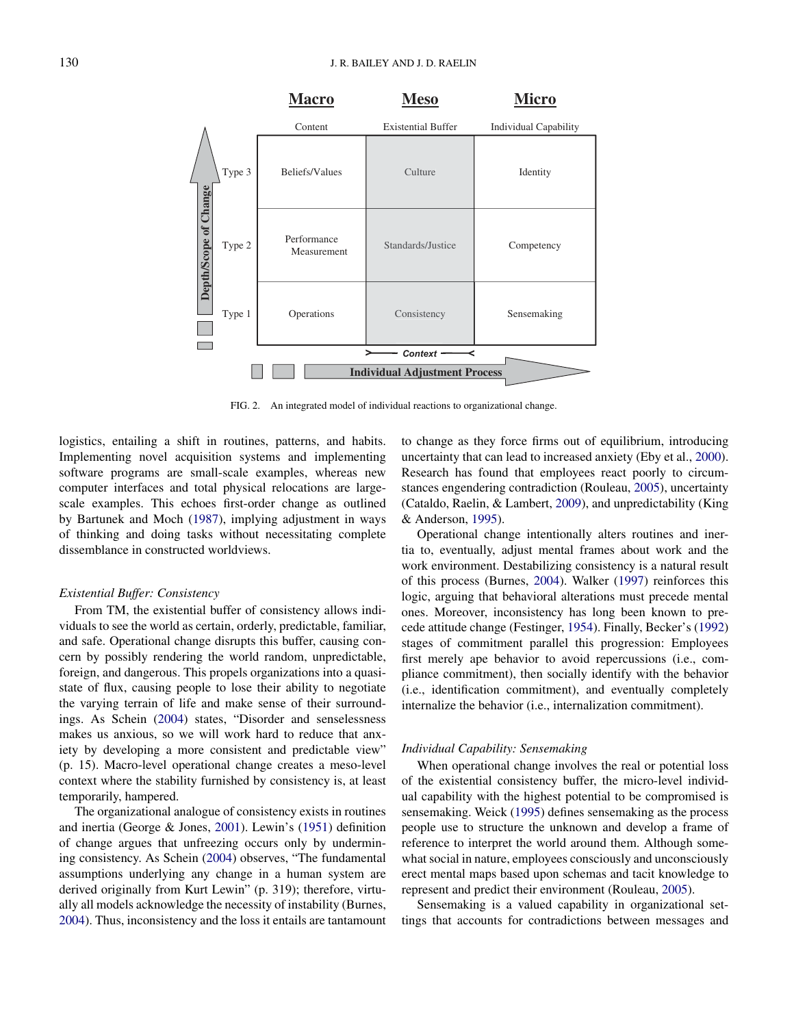|  | Macro | Meso | Micro |
| --- | --- | --- | --- |
|  | Content | Existential Buffer | Individual Capability |
| Type 3 | Beliefs/Values | Culture | Identity |
| Type 2 | Performance Measurement | Standards/Justice | Competency |
| Type 1 | Operations | Consistency | Sensemaking |

Depth/Scope of Change (vertical axis); Context; Individual Adjustment Process (horizontal axis)

FIG. 2. An integrated model of individual reactions to organizational change.

logistics, entailing a shift in routines, patterns, and habits. Implementing novel acquisition systems and implementing software programs are small-scale examples, whereas new computer interfaces and total physical relocations are large-scale examples. This echoes first-order change as outlined by Bartunek and Moch (1987), implying adjustment in ways of thinking and doing tasks without necessitating complete dissemblance in constructed worldviews.

### *Existential Buffer: Consistency*

From TM, the existential buffer of consistency allows individuals to see the world as certain, orderly, predictable, familiar, and safe. Operational change disrupts this buffer, causing concern by possibly rendering the world random, unpredictable, foreign, and dangerous. This propels organizations into a quasi-state of flux, causing people to lose their ability to negotiate the varying terrain of life and make sense of their surroundings. As Schein (2004) states, "Disorder and senselessness makes us anxious, so we will work hard to reduce that anxiety by developing a more consistent and predictable view" (p. 15). Macro-level operational change creates a meso-level context where the stability furnished by consistency is, at least temporarily, hampered.

The organizational analogue of consistency exists in routines and inertia (George & Jones, 2001). Lewin's (1951) definition of change argues that unfreezing occurs only by undermining consistency. As Schein (2004) observes, "The fundamental assumptions underlying any change in a human system are derived originally from Kurt Lewin" (p. 319); therefore, virtually all models acknowledge the necessity of instability (Burnes, 2004). Thus, inconsistency and the loss it entails are tantamount to change as they force firms out of equilibrium, introducing uncertainty that can lead to increased anxiety (Eby et al., 2000). Research has found that employees react poorly to circumstances engendering contradiction (Rouleau, 2005), uncertainty (Cataldo, Raelin, & Lambert, 2009), and unpredictability (King & Anderson, 1995).

Operational change intentionally alters routines and inertia to, eventually, adjust mental frames about work and the work environment. Destabilizing consistency is a natural result of this process (Burnes, 2004). Walker (1997) reinforces this logic, arguing that behavioral alterations must precede mental ones. Moreover, inconsistency has long been known to precede attitude change (Festinger, 1954). Finally, Becker's (1992) stages of commitment parallel this progression: Employees first merely ape behavior to avoid repercussions (i.e., compliance commitment), then socially identify with the behavior (i.e., identification commitment), and eventually completely internalize the behavior (i.e., internalization commitment).

### *Individual Capability: Sensemaking*

When operational change involves the real or potential loss of the existential consistency buffer, the micro-level individual capability with the highest potential to be compromised is sensemaking. Weick (1995) defines sensemaking as the process people use to structure the unknown and develop a frame of reference to interpret the world around them. Although somewhat social in nature, employees consciously and unconsciously erect mental maps based upon schemas and tacit knowledge to represent and predict their environment (Rouleau, 2005).

Sensemaking is a valued capability in organizational settings that accounts for contradictions between messages and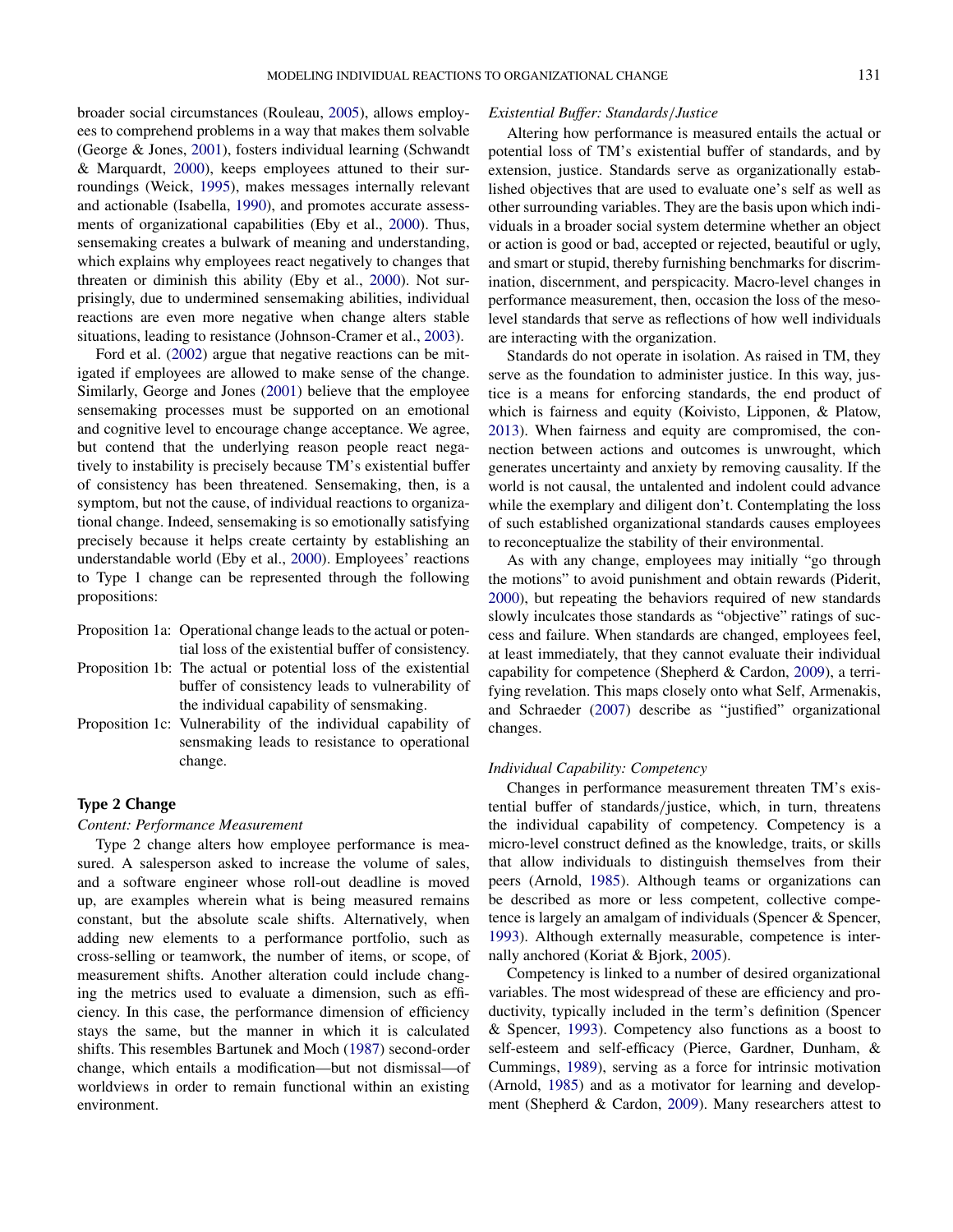broader social circumstances (Rouleau, 2005), allows employees to comprehend problems in a way that makes them solvable (George & Jones, 2001), fosters individual learning (Schwandt & Marquardt, 2000), keeps employees attuned to their surroundings (Weick, 1995), makes messages internally relevant and actionable (Isabella, 1990), and promotes accurate assessments of organizational capabilities (Eby et al., 2000). Thus, sensemaking creates a bulwark of meaning and understanding, which explains why employees react negatively to changes that threaten or diminish this ability (Eby et al., 2000). Not surprisingly, due to undermined sensemaking abilities, individual reactions are even more negative when change alters stable situations, leading to resistance (Johnson-Cramer et al., 2003).

Ford et al. (2002) argue that negative reactions can be mitigated if employees are allowed to make sense of the change. Similarly, George and Jones (2001) believe that the employee sensemaking processes must be supported on an emotional and cognitive level to encourage change acceptance. We agree, but contend that the underlying reason people react negatively to instability is precisely because TM's existential buffer of consistency has been threatened. Sensemaking, then, is a symptom, but not the cause, of individual reactions to organizational change. Indeed, sensemaking is so emotionally satisfying precisely because it helps create certainty by establishing an understandable world (Eby et al., 2000). Employees' reactions to Type 1 change can be represented through the following propositions:

- Proposition 1a: Operational change leads to the actual or potential loss of the existential buffer of consistency.
- Proposition 1b: The actual or potential loss of the existential buffer of consistency leads to vulnerability of the individual capability of sensmaking.
- Proposition 1c: Vulnerability of the individual capability of sensmaking leads to resistance to operational change.

## Type 2 Change

### *Content: Performance Measurement*

Type 2 change alters how employee performance is measured. A salesperson asked to increase the volume of sales, and a software engineer whose roll-out deadline is moved up, are examples wherein what is being measured remains constant, but the absolute scale shifts. Alternatively, when adding new elements to a performance portfolio, such as cross-selling or teamwork, the number of items, or scope, of measurement shifts. Another alteration could include changing the metrics used to evaluate a dimension, such as efficiency. In this case, the performance dimension of efficiency stays the same, but the manner in which it is calculated shifts. This resembles Bartunek and Moch (1987) second-order change, which entails a modification—but not dismissal—of worldviews in order to remain functional within an existing environment.

### *Existential Buffer: Standards/Justice*

Altering how performance is measured entails the actual or potential loss of TM's existential buffer of standards, and by extension, justice. Standards serve as organizationally established objectives that are used to evaluate one's self as well as other surrounding variables. They are the basis upon which individuals in a broader social system determine whether an object or action is good or bad, accepted or rejected, beautiful or ugly, and smart or stupid, thereby furnishing benchmarks for discrimination, discernment, and perspicacity. Macro-level changes in performance measurement, then, occasion the loss of the meso-level standards that serve as reflections of how well individuals are interacting with the organization.

Standards do not operate in isolation. As raised in TM, they serve as the foundation to administer justice. In this way, justice is a means for enforcing standards, the end product of which is fairness and equity (Koivisto, Lipponen, & Platow, 2013). When fairness and equity are compromised, the connection between actions and outcomes is unwrought, which generates uncertainty and anxiety by removing causality. If the world is not causal, the untalented and indolent could advance while the exemplary and diligent don't. Contemplating the loss of such established organizational standards causes employees to reconceptualize the stability of their environmental.

As with any change, employees may initially "go through the motions" to avoid punishment and obtain rewards (Piderit, 2000), but repeating the behaviors required of new standards slowly inculcates those standards as "objective" ratings of success and failure. When standards are changed, employees feel, at least immediately, that they cannot evaluate their individual capability for competence (Shepherd & Cardon, 2009), a terrifying revelation. This maps closely onto what Self, Armenakis, and Schraeder (2007) describe as "justified" organizational changes.

### *Individual Capability: Competency*

Changes in performance measurement threaten TM's existential buffer of standards/justice, which, in turn, threatens the individual capability of competency. Competency is a micro-level construct defined as the knowledge, traits, or skills that allow individuals to distinguish themselves from their peers (Arnold, 1985). Although teams or organizations can be described as more or less competent, collective competence is largely an amalgam of individuals (Spencer & Spencer, 1993). Although externally measurable, competence is internally anchored (Koriat & Bjork, 2005).

Competency is linked to a number of desired organizational variables. The most widespread of these are efficiency and productivity, typically included in the term's definition (Spencer & Spencer, 1993). Competency also functions as a boost to self-esteem and self-efficacy (Pierce, Gardner, Dunham, & Cummings, 1989), serving as a force for intrinsic motivation (Arnold, 1985) and as a motivator for learning and development (Shepherd & Cardon, 2009). Many researchers attest to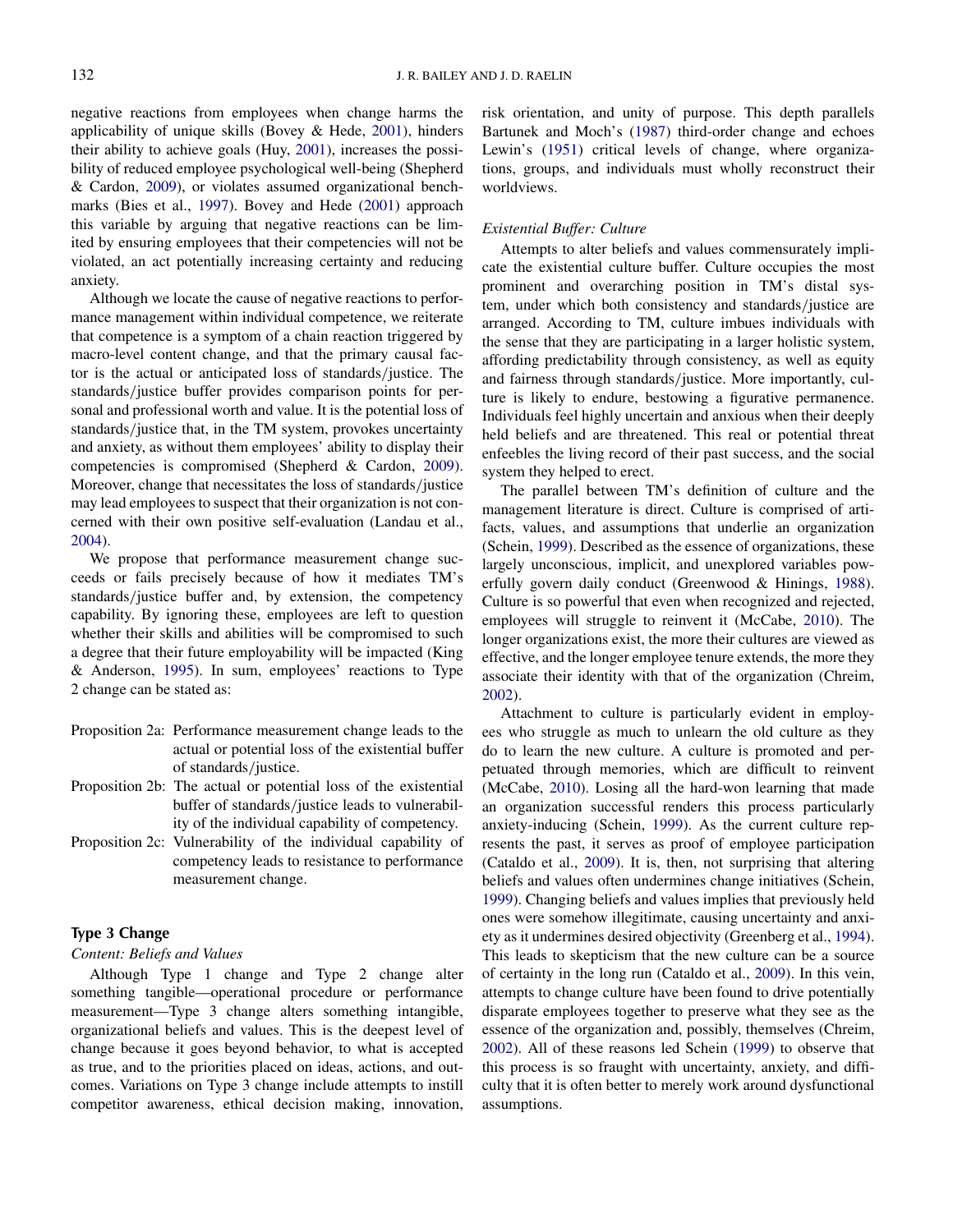negative reactions from employees when change harms the applicability of unique skills (Bovey & Hede, 2001), hinders their ability to achieve goals (Huy, 2001), increases the possibility of reduced employee psychological well-being (Shepherd & Cardon, 2009), or violates assumed organizational benchmarks (Bies et al., 1997). Bovey and Hede (2001) approach this variable by arguing that negative reactions can be limited by ensuring employees that their competencies will not be violated, an act potentially increasing certainty and reducing anxiety.

Although we locate the cause of negative reactions to performance management within individual competence, we reiterate that competence is a symptom of a chain reaction triggered by macro-level content change, and that the primary causal factor is the actual or anticipated loss of standards/justice. The standards/justice buffer provides comparison points for personal and professional worth and value. It is the potential loss of standards/justice that, in the TM system, provokes uncertainty and anxiety, as without them employees' ability to display their competencies is compromised (Shepherd & Cardon, 2009). Moreover, change that necessitates the loss of standards/justice may lead employees to suspect that their organization is not concerned with their own positive self-evaluation (Landau et al., 2004).

We propose that performance measurement change succeeds or fails precisely because of how it mediates TM's standards/justice buffer and, by extension, the competency capability. By ignoring these, employees are left to question whether their skills and abilities will be compromised to such a degree that their future employability will be impacted (King & Anderson, 1995). In sum, employees' reactions to Type 2 change can be stated as:

- Proposition 2a: Performance measurement change leads to the actual or potential loss of the existential buffer of standards/justice.
- Proposition 2b: The actual or potential loss of the existential buffer of standards/justice leads to vulnerability of the individual capability of competency.
- Proposition 2c: Vulnerability of the individual capability of competency leads to resistance to performance measurement change.

## Type 3 Change

*Content: Beliefs and Values*

Although Type 1 change and Type 2 change alter something tangible—operational procedure or performance measurement—Type 3 change alters something intangible, organizational beliefs and values. This is the deepest level of change because it goes beyond behavior, to what is accepted as true, and to the priorities placed on ideas, actions, and outcomes. Variations on Type 3 change include attempts to instill competitor awareness, ethical decision making, innovation, risk orientation, and unity of purpose. This depth parallels Bartunek and Moch's (1987) third-order change and echoes Lewin's (1951) critical levels of change, where organizations, groups, and individuals must wholly reconstruct their worldviews.

*Existential Buffer: Culture*

Attempts to alter beliefs and values commensurately implicate the existential culture buffer. Culture occupies the most prominent and overarching position in TM's distal system, under which both consistency and standards/justice are arranged. According to TM, culture imbues individuals with the sense that they are participating in a larger holistic system, affording predictability through consistency, as well as equity and fairness through standards/justice. More importantly, culture is likely to endure, bestowing a figurative permanence. Individuals feel highly uncertain and anxious when their deeply held beliefs and are threatened. This real or potential threat enfeebles the living record of their past success, and the social system they helped to erect.

The parallel between TM's definition of culture and the management literature is direct. Culture is comprised of artifacts, values, and assumptions that underlie an organization (Schein, 1999). Described as the essence of organizations, these largely unconscious, implicit, and unexplored variables powerfully govern daily conduct (Greenwood & Hinings, 1988). Culture is so powerful that even when recognized and rejected, employees will struggle to reinvent it (McCabe, 2010). The longer organizations exist, the more their cultures are viewed as effective, and the longer employee tenure extends, the more they associate their identity with that of the organization (Chreim, 2002).

Attachment to culture is particularly evident in employees who struggle as much to unlearn the old culture as they do to learn the new culture. A culture is promoted and perpetuated through memories, which are difficult to reinvent (McCabe, 2010). Losing all the hard-won learning that made an organization successful renders this process particularly anxiety-inducing (Schein, 1999). As the current culture represents the past, it serves as proof of employee participation (Cataldo et al., 2009). It is, then, not surprising that altering beliefs and values often undermines change initiatives (Schein, 1999). Changing beliefs and values implies that previously held ones were somehow illegitimate, causing uncertainty and anxiety as it undermines desired objectivity (Greenberg et al., 1994). This leads to skepticism that the new culture can be a source of certainty in the long run (Cataldo et al., 2009). In this vein, attempts to change culture have been found to drive potentially disparate employees together to preserve what they see as the essence of the organization and, possibly, themselves (Chreim, 2002). All of these reasons led Schein (1999) to observe that this process is so fraught with uncertainty, anxiety, and difficulty that it is often better to merely work around dysfunctional assumptions.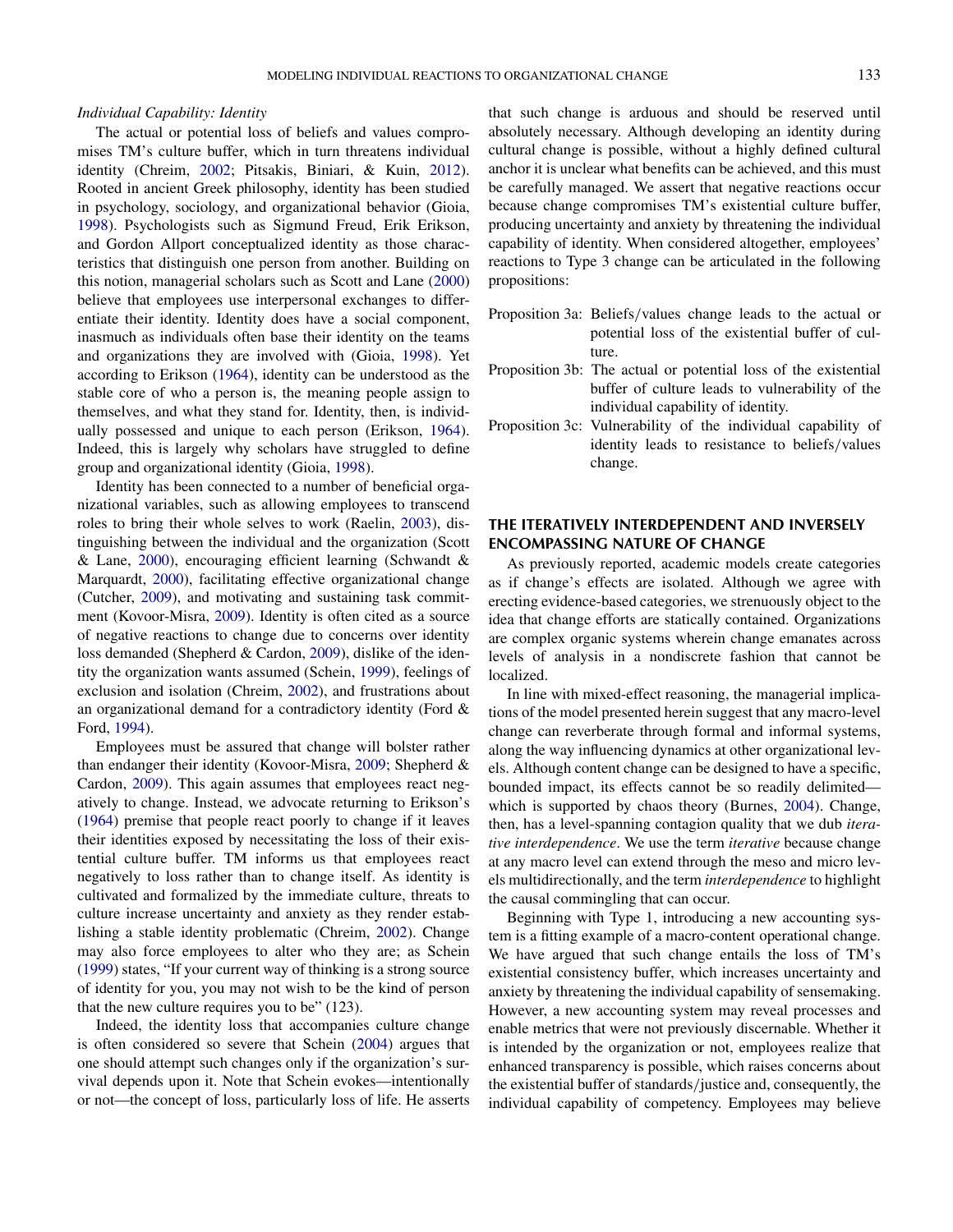### *Individual Capability: Identity*

The actual or potential loss of beliefs and values compromises TM's culture buffer, which in turn threatens individual identity (Chreim, 2002; Pitsakis, Biniari, & Kuin, 2012). Rooted in ancient Greek philosophy, identity has been studied in psychology, sociology, and organizational behavior (Gioia, 1998). Psychologists such as Sigmund Freud, Erik Erikson, and Gordon Allport conceptualized identity as those characteristics that distinguish one person from another. Building on this notion, managerial scholars such as Scott and Lane (2000) believe that employees use interpersonal exchanges to differentiate their identity. Identity does have a social component, inasmuch as individuals often base their identity on the teams and organizations they are involved with (Gioia, 1998). Yet according to Erikson (1964), identity can be understood as the stable core of who a person is, the meaning people assign to themselves, and what they stand for. Identity, then, is individually possessed and unique to each person (Erikson, 1964). Indeed, this is largely why scholars have struggled to define group and organizational identity (Gioia, 1998).

Identity has been connected to a number of beneficial organizational variables, such as allowing employees to transcend roles to bring their whole selves to work (Raelin, 2003), distinguishing between the individual and the organization (Scott & Lane, 2000), encouraging efficient learning (Schwandt & Marquardt, 2000), facilitating effective organizational change (Cutcher, 2009), and motivating and sustaining task commitment (Kovoor-Misra, 2009). Identity is often cited as a source of negative reactions to change due to concerns over identity loss demanded (Shepherd & Cardon, 2009), dislike of the identity the organization wants assumed (Schein, 1999), feelings of exclusion and isolation (Chreim, 2002), and frustrations about an organizational demand for a contradictory identity (Ford & Ford, 1994).

Employees must be assured that change will bolster rather than endanger their identity (Kovoor-Misra, 2009; Shepherd & Cardon, 2009). This again assumes that employees react negatively to change. Instead, we advocate returning to Erikson's (1964) premise that people react poorly to change if it leaves their identities exposed by necessitating the loss of their existential culture buffer. TM informs us that employees react negatively to loss rather than to change itself. As identity is cultivated and formalized by the immediate culture, threats to culture increase uncertainty and anxiety as they render establishing a stable identity problematic (Chreim, 2002). Change may also force employees to alter who they are; as Schein (1999) states, "If your current way of thinking is a strong source of identity for you, you may not wish to be the kind of person that the new culture requires you to be" (123).

Indeed, the identity loss that accompanies culture change is often considered so severe that Schein (2004) argues that one should attempt such changes only if the organization's survival depends upon it. Note that Schein evokes—intentionally or not—the concept of loss, particularly loss of life. He asserts that such change is arduous and should be reserved until absolutely necessary. Although developing an identity during cultural change is possible, without a highly defined cultural anchor it is unclear what benefits can be achieved, and this must be carefully managed. We assert that negative reactions occur because change compromises TM's existential culture buffer, producing uncertainty and anxiety by threatening the individual capability of identity. When considered altogether, employees' reactions to Type 3 change can be articulated in the following propositions:

Proposition 3a: Beliefs/values change leads to the actual or potential loss of the existential buffer of culture.

Proposition 3b: The actual or potential loss of the existential buffer of culture leads to vulnerability of the individual capability of identity.

Proposition 3c: Vulnerability of the individual capability of identity leads to resistance to beliefs/values change.

## THE ITERATIVELY INTERDEPENDENT AND INVERSELY ENCOMPASSING NATURE OF CHANGE

As previously reported, academic models create categories as if change's effects are isolated. Although we agree with erecting evidence-based categories, we strenuously object to the idea that change efforts are statically contained. Organizations are complex organic systems wherein change emanates across levels of analysis in a nondiscrete fashion that cannot be localized.

In line with mixed-effect reasoning, the managerial implications of the model presented herein suggest that any macro-level change can reverberate through formal and informal systems, along the way influencing dynamics at other organizational levels. Although content change can be designed to have a specific, bounded impact, its effects cannot be so readily delimited—which is supported by chaos theory (Burnes, 2004). Change, then, has a level-spanning contagion quality that we dub *iterative interdependence*. We use the term *iterative* because change at any macro level can extend through the meso and micro levels multidirectionally, and the term *interdependence* to highlight the causal commingling that can occur.

Beginning with Type 1, introducing a new accounting system is a fitting example of a macro-content operational change. We have argued that such change entails the loss of TM's existential consistency buffer, which increases uncertainty and anxiety by threatening the individual capability of sensemaking. However, a new accounting system may reveal processes and enable metrics that were not previously discernable. Whether it is intended by the organization or not, employees realize that enhanced transparency is possible, which raises concerns about the existential buffer of standards/justice and, consequently, the individual capability of competency. Employees may believe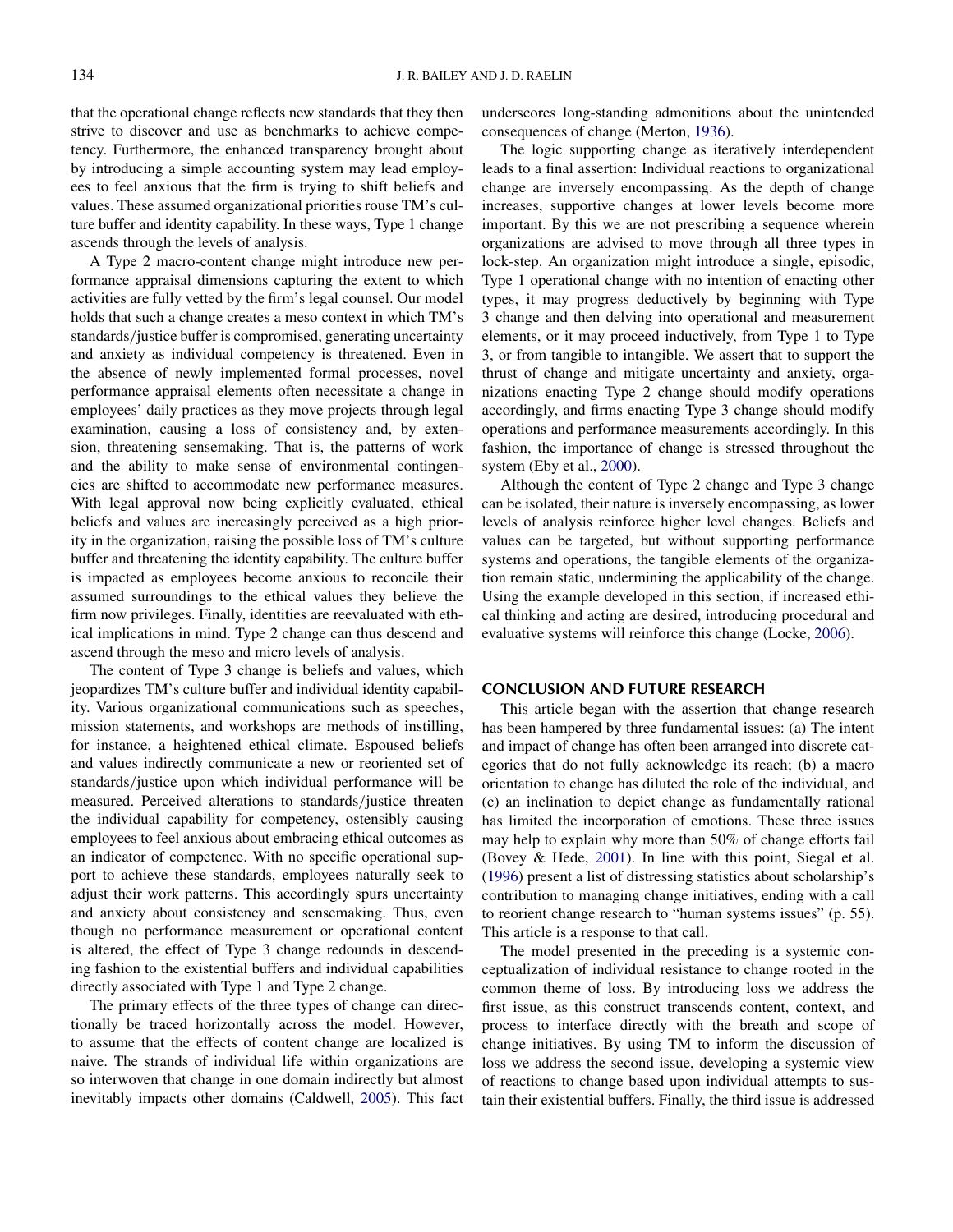that the operational change reflects new standards that they then strive to discover and use as benchmarks to achieve competency. Furthermore, the enhanced transparency brought about by introducing a simple accounting system may lead employees to feel anxious that the firm is trying to shift beliefs and values. These assumed organizational priorities rouse TM's culture buffer and identity capability. In these ways, Type 1 change ascends through the levels of analysis.

A Type 2 macro-content change might introduce new performance appraisal dimensions capturing the extent to which activities are fully vetted by the firm's legal counsel. Our model holds that such a change creates a meso context in which TM's standards/justice buffer is compromised, generating uncertainty and anxiety as individual competency is threatened. Even in the absence of newly implemented formal processes, novel performance appraisal elements often necessitate a change in employees' daily practices as they move projects through legal examination, causing a loss of consistency and, by extension, threatening sensemaking. That is, the patterns of work and the ability to make sense of environmental contingencies are shifted to accommodate new performance measures. With legal approval now being explicitly evaluated, ethical beliefs and values are increasingly perceived as a high priority in the organization, raising the possible loss of TM's culture buffer and threatening the identity capability. The culture buffer is impacted as employees become anxious to reconcile their assumed surroundings to the ethical values they believe the firm now privileges. Finally, identities are reevaluated with ethical implications in mind. Type 2 change can thus descend and ascend through the meso and micro levels of analysis.

The content of Type 3 change is beliefs and values, which jeopardizes TM's culture buffer and individual identity capability. Various organizational communications such as speeches, mission statements, and workshops are methods of instilling, for instance, a heightened ethical climate. Espoused beliefs and values indirectly communicate a new or reoriented set of standards/justice upon which individual performance will be measured. Perceived alterations to standards/justice threaten the individual capability for competency, ostensibly causing employees to feel anxious about embracing ethical outcomes as an indicator of competence. With no specific operational support to achieve these standards, employees naturally seek to adjust their work patterns. This accordingly spurs uncertainty and anxiety about consistency and sensemaking. Thus, even though no performance measurement or operational content is altered, the effect of Type 3 change redounds in descending fashion to the existential buffers and individual capabilities directly associated with Type 1 and Type 2 change.

The primary effects of the three types of change can directionally be traced horizontally across the model. However, to assume that the effects of content change are localized is naive. The strands of individual life within organizations are so interwoven that change in one domain indirectly but almost inevitably impacts other domains (Caldwell, 2005). This fact underscores long-standing admonitions about the unintended consequences of change (Merton, 1936).

The logic supporting change as iteratively interdependent leads to a final assertion: Individual reactions to organizational change are inversely encompassing. As the depth of change increases, supportive changes at lower levels become more important. By this we are not prescribing a sequence wherein organizations are advised to move through all three types in lock-step. An organization might introduce a single, episodic, Type 1 operational change with no intention of enacting other types, it may progress deductively by beginning with Type 3 change and then delving into operational and measurement elements, or it may proceed inductively, from Type 1 to Type 3, or from tangible to intangible. We assert that to support the thrust of change and mitigate uncertainty and anxiety, organizations enacting Type 2 change should modify operations accordingly, and firms enacting Type 3 change should modify operations and performance measurements accordingly. In this fashion, the importance of change is stressed throughout the system (Eby et al., 2000).

Although the content of Type 2 change and Type 3 change can be isolated, their nature is inversely encompassing, as lower levels of analysis reinforce higher level changes. Beliefs and values can be targeted, but without supporting performance systems and operations, the tangible elements of the organization remain static, undermining the applicability of the change. Using the example developed in this section, if increased ethical thinking and acting are desired, introducing procedural and evaluative systems will reinforce this change (Locke, 2006).

## CONCLUSION AND FUTURE RESEARCH

This article began with the assertion that change research has been hampered by three fundamental issues: (a) The intent and impact of change has often been arranged into discrete categories that do not fully acknowledge its reach; (b) a macro orientation to change has diluted the role of the individual, and (c) an inclination to depict change as fundamentally rational has limited the incorporation of emotions. These three issues may help to explain why more than 50% of change efforts fail (Bovey & Hede, 2001). In line with this point, Siegal et al. (1996) present a list of distressing statistics about scholarship's contribution to managing change initiatives, ending with a call to reorient change research to "human systems issues" (p. 55). This article is a response to that call.

The model presented in the preceding is a systemic conceptualization of individual resistance to change rooted in the common theme of loss. By introducing loss we address the first issue, as this construct transcends content, context, and process to interface directly with the breath and scope of change initiatives. By using TM to inform the discussion of loss we address the second issue, developing a systemic view of reactions to change based upon individual attempts to sustain their existential buffers. Finally, the third issue is addressed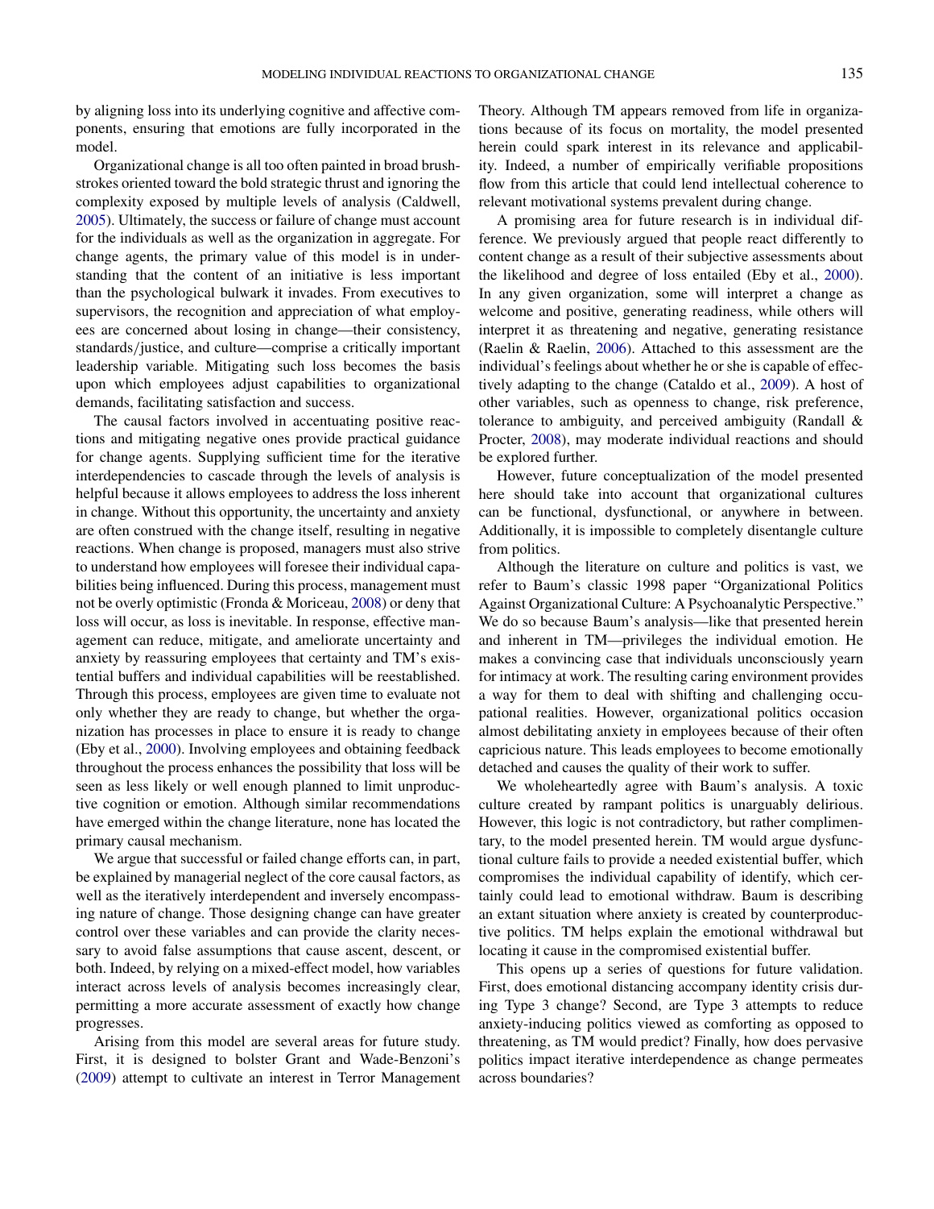by aligning loss into its underlying cognitive and affective components, ensuring that emotions are fully incorporated in the model.

Organizational change is all too often painted in broad brushstrokes oriented toward the bold strategic thrust and ignoring the complexity exposed by multiple levels of analysis (Caldwell, 2005). Ultimately, the success or failure of change must account for the individuals as well as the organization in aggregate. For change agents, the primary value of this model is in understanding that the content of an initiative is less important than the psychological bulwark it invades. From executives to supervisors, the recognition and appreciation of what employees are concerned about losing in change—their consistency, standards/justice, and culture—comprise a critically important leadership variable. Mitigating such loss becomes the basis upon which employees adjust capabilities to organizational demands, facilitating satisfaction and success.

The causal factors involved in accentuating positive reactions and mitigating negative ones provide practical guidance for change agents. Supplying sufficient time for the iterative interdependencies to cascade through the levels of analysis is helpful because it allows employees to address the loss inherent in change. Without this opportunity, the uncertainty and anxiety are often construed with the change itself, resulting in negative reactions. When change is proposed, managers must also strive to understand how employees will foresee their individual capabilities being influenced. During this process, management must not be overly optimistic (Fronda & Moriceau, 2008) or deny that loss will occur, as loss is inevitable. In response, effective management can reduce, mitigate, and ameliorate uncertainty and anxiety by reassuring employees that certainty and TM's existential buffers and individual capabilities will be reestablished. Through this process, employees are given time to evaluate not only whether they are ready to change, but whether the organization has processes in place to ensure it is ready to change (Eby et al., 2000). Involving employees and obtaining feedback throughout the process enhances the possibility that loss will be seen as less likely or well enough planned to limit unproductive cognition or emotion. Although similar recommendations have emerged within the change literature, none has located the primary causal mechanism.

We argue that successful or failed change efforts can, in part, be explained by managerial neglect of the core causal factors, as well as the iteratively interdependent and inversely encompassing nature of change. Those designing change can have greater control over these variables and can provide the clarity necessary to avoid false assumptions that cause ascent, descent, or both. Indeed, by relying on a mixed-effect model, how variables interact across levels of analysis becomes increasingly clear, permitting a more accurate assessment of exactly how change progresses.

Arising from this model are several areas for future study. First, it is designed to bolster Grant and Wade-Benzoni's (2009) attempt to cultivate an interest in Terror Management Theory. Although TM appears removed from life in organizations because of its focus on mortality, the model presented herein could spark interest in its relevance and applicability. Indeed, a number of empirically verifiable propositions flow from this article that could lend intellectual coherence to relevant motivational systems prevalent during change.

A promising area for future research is in individual difference. We previously argued that people react differently to content change as a result of their subjective assessments about the likelihood and degree of loss entailed (Eby et al., 2000). In any given organization, some will interpret a change as welcome and positive, generating readiness, while others will interpret it as threatening and negative, generating resistance (Raelin & Raelin, 2006). Attached to this assessment are the individual's feelings about whether he or she is capable of effectively adapting to the change (Cataldo et al., 2009). A host of other variables, such as openness to change, risk preference, tolerance to ambiguity, and perceived ambiguity (Randall & Procter, 2008), may moderate individual reactions and should be explored further.

However, future conceptualization of the model presented here should take into account that organizational cultures can be functional, dysfunctional, or anywhere in between. Additionally, it is impossible to completely disentangle culture from politics.

Although the literature on culture and politics is vast, we refer to Baum's classic 1998 paper "Organizational Politics Against Organizational Culture: A Psychoanalytic Perspective." We do so because Baum's analysis—like that presented herein and inherent in TM—privileges the individual emotion. He makes a convincing case that individuals unconsciously yearn for intimacy at work. The resulting caring environment provides a way for them to deal with shifting and challenging occupational realities. However, organizational politics occasion almost debilitating anxiety in employees because of their often capricious nature. This leads employees to become emotionally detached and causes the quality of their work to suffer.

We wholeheartedly agree with Baum's analysis. A toxic culture created by rampant politics is unarguably delirious. However, this logic is not contradictory, but rather complimentary, to the model presented herein. TM would argue dysfunctional culture fails to provide a needed existential buffer, which compromises the individual capability of identify, which certainly could lead to emotional withdraw. Baum is describing an extant situation where anxiety is created by counterproductive politics. TM helps explain the emotional withdrawal but locating it cause in the compromised existential buffer.

This opens up a series of questions for future validation. First, does emotional distancing accompany identity crisis during Type 3 change? Second, are Type 3 attempts to reduce anxiety-inducing politics viewed as comforting as opposed to threatening, as TM would predict? Finally, how does pervasive politics impact iterative interdependence as change permeates across boundaries?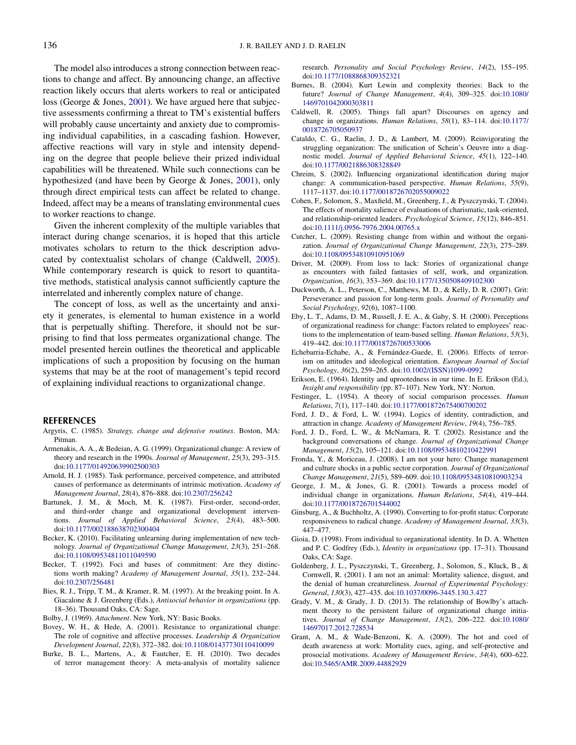The model also introduces a strong connection between reactions to change and affect. By announcing change, an affective reaction likely occurs that alerts workers to real or anticipated loss (George & Jones, 2001). We have argued here that subjective assessments confirming a threat to TM's existential buffers will probably cause uncertainty and anxiety due to compromising individual capabilities, in a cascading fashion. However, affective reactions will vary in style and intensity depending on the degree that people believe their prized individual capabilities will be threatened. While such connections can be hypothesized (and have been by George & Jones, 2001), only through direct empirical tests can affect be related to change. Indeed, affect may be a means of translating environmental cues to worker reactions to change.

Given the inherent complexity of the multiple variables that interact during change scenarios, it is hoped that this article motivates scholars to return to the thick description advocated by contextualist scholars of change (Caldwell, 2005). While contemporary research is quick to resort to quantitative methods, statistical analysis cannot sufficiently capture the interrelated and inherently complex nature of change.

The concept of loss, as well as the uncertainty and anxiety it generates, is elemental to human existence in a world that is perpetually shifting. Therefore, it should not be surprising to find that loss permeates organizational change. The model presented herein outlines the theoretical and applicable implications of such a proposition by focusing on the human systems that may be at the root of management's tepid record of explaining individual reactions to organizational change.

## REFERENCES

Argyris, C. (1985). *Strategy, change and defensive routines*. Boston, MA: Pitman.

Armenakis, A. A., & Bedeian, A. G. (1999). Organizational change: A review of theory and research in the 1990s. *Journal of Management*, *25*(3), 293–315. doi:10.1177/014920639902500303

Arnold, H. J. (1985). Task performance, perceived competence, and attributed causes of performance as determinants of intrinsic motivation. *Academy of Management Journal*, *28*(4), 876–888. doi:10.2307/256242

Bartunek, J. M., & Moch, M. K. (1987). First-order, second-order, and third-order change and organizational development interventions. *Journal of Applied Behavioral Science*, *23*(4), 483–500. doi:10.1177/002188638702300404

Becker, K. (2010). Facilitating unlearning during implementation of new technology. *Journal of Organizational Change Management*, *23*(3), 251–268. doi:10.1108/09534811011049590

Becker, T. (1992). Foci and bases of commitment: Are they distinctions worth making? *Academy of Management Journal*, *35*(1), 232–244. doi:10.2307/256481

Bies, R. J., Tripp, T. M., & Kramer, R. M. (1997). At the breaking point. In A. Giacalone & J. Greenberg (Eds.), *Antisocial behavior in organizations* (pp. 18–36). Thousand Oaks, CA: Sage.

Bolby, J. (1969). *Attachment*. New York, NY: Basic Books.

Bovey, W. H., & Hede, A. (2001). Resistance to organizational change: The role of cognitive and affective processes. *Leadership & Organization Development Journal*, *22*(8), 372–382. doi:10.1108/01437730110410099

Burke, B. L., Martens, A., & Fautcher, E. H. (2010). Two decades of terror management theory: A meta-analysis of mortality salience research. *Personality and Social Psychology Review*, *14*(2), 155–195. doi:10.1177/1088868309352321

Burnes, B. (2004). Kurt Lewin and complexity theories: Back to the future? *Journal of Change Management*, *4*(4), 309–325. doi:10.1080/1469701042000303811

Caldwell, R. (2005). Things fall apart? Discourses on agency and change in organizations. *Human Relations*, *58*(1), 83–114. doi:10.1177/0018726705050937

Cataldo, C. G., Raelin, J. D., & Lambert, M. (2009). Reinvigorating the struggling organization: The unification of Schein's Oeuvre into a diagnostic model. *Journal of Applied Behavioral Science*, *45*(1), 122–140. doi:10.1177/0021886308328849

Chreim, S. (2002). Influencing organizational identification during major change: A communication-based perspective. *Human Relations*, *55*(9), 1117–1137. doi:10.1177/0018726702055009022

Cohen, F., Solomon, S., Maxfield, M., Greenberg, J., & Pyszczynski, T. (2004). The effects of mortality salience on evaluations of charismatic, task-oriented, and relationship-oriented leaders. *Psychological Science*, *15*(12), 846–851. doi:10.1111/j.0956-7976.2004.00765.x

Cutcher, L. (2009). Resisting change from within and without the organization. *Journal of Organizational Change Management*, *22*(3), 275–289. doi:10.1108/09534810910951069

Driver, M. (2009). From loss to lack: Stories of organizational change as encounters with failed fantasies of self, work, and organization. *Organization*, *16*(3), 353–369. doi:10.1177/1350508409102300

Duckworth, A. L., Peterson, C., Matthews, M. D., & Kelly, D. R. (2007). Grit: Perseverance and passion for long-term goals. *Journal of Personality and Social Psychology*, *92*(6), 1087–1100.

Eby, L. T., Adams, D. M., Russell, J. E. A., & Gaby, S. H. (2000). Perceptions of organizational readiness for change: Factors related to employees' reactions to the implementation of team-based selling. *Human Relations*, *53*(3), 419–442. doi:10.1177/0018726700533006

Echebarria-Echabe, A., & Fernández-Guede, E. (2006). Effects of terrorism on attitudes and ideological orientation. *European Journal of Social Psychology*, *36*(2), 259–265. doi:10.1002/(ISSN)1099-0992

Erikson, E. (1964). Identity and uprootedness in our time. In E. Erikson (Ed.), *Insight and responsibility* (pp. 87–107). New York, NY: Norton.

Festinger, L. (1954). A theory of social comparison processes. *Human Relations*, *7*(1), 117–140. doi:10.1177/001872675400700202

Ford, J. D., & Ford, L. W. (1994). Logics of identity, contradiction, and attraction in change. *Academy of Management Review*, *19*(4), 756–785.

Ford, J. D., Ford, L. W., & McNamara, R. T. (2002). Resistance and the background conversations of change. *Journal of Organizational Change Management*, *15*(2), 105–121. doi:10.1108/09534810210422991

Fronda, Y., & Moriceau, J. (2008). I am not your hero: Change management and culture shocks in a public sector corporation. *Journal of Organizational Change Management*, *21*(5), 589–609. doi:10.1108/09534810810903234

George, J. M., & Jones, G. R. (2001). Towards a process model of individual change in organizations. *Human Relations*, *54*(4), 419–444. doi:10.1177/0018726701544002

Ginsburg, A., & Buchholtz, A. (1990). Converting to for-profit status: Corporate responsiveness to radical change. *Academy of Management Journal*, *33*(3), 447–477.

Gioia, D. (1998). From individual to organizational identity. In D. A. Whetten and P. C. Godfrey (Eds.), *Identity in organizations* (pp. 17–31). Thousand Oaks, CA: Sage.

Goldenberg, J. L., Pyszczynski, T., Greenberg, J., Solomon, S., Kluck, B., & Cornwell, R. (2001). I am not an animal: Mortality salience, disgust, and the denial of human creatureliness. *Journal of Experimental Psychology: General*, *130*(3), 427–435. doi:10.1037/0096-3445.130.3.427

Grady, V. M., & Grady, J. D. (2013). The relationship of Bowlby's attachment theory to the persistent failure of organizational change initiatives. *Journal of Change Management*, *13*(2), 206–222. doi:10.1080/14697017.2012.728534

Grant, A. M., & Wade-Benzoni, K. A. (2009). The hot and cool of death awareness at work: Mortality cues, aging, and self-protective and prosocial motivations. *Academy of Management Review*, *34*(4), 600–622. doi:10.5465/AMR.2009.44882929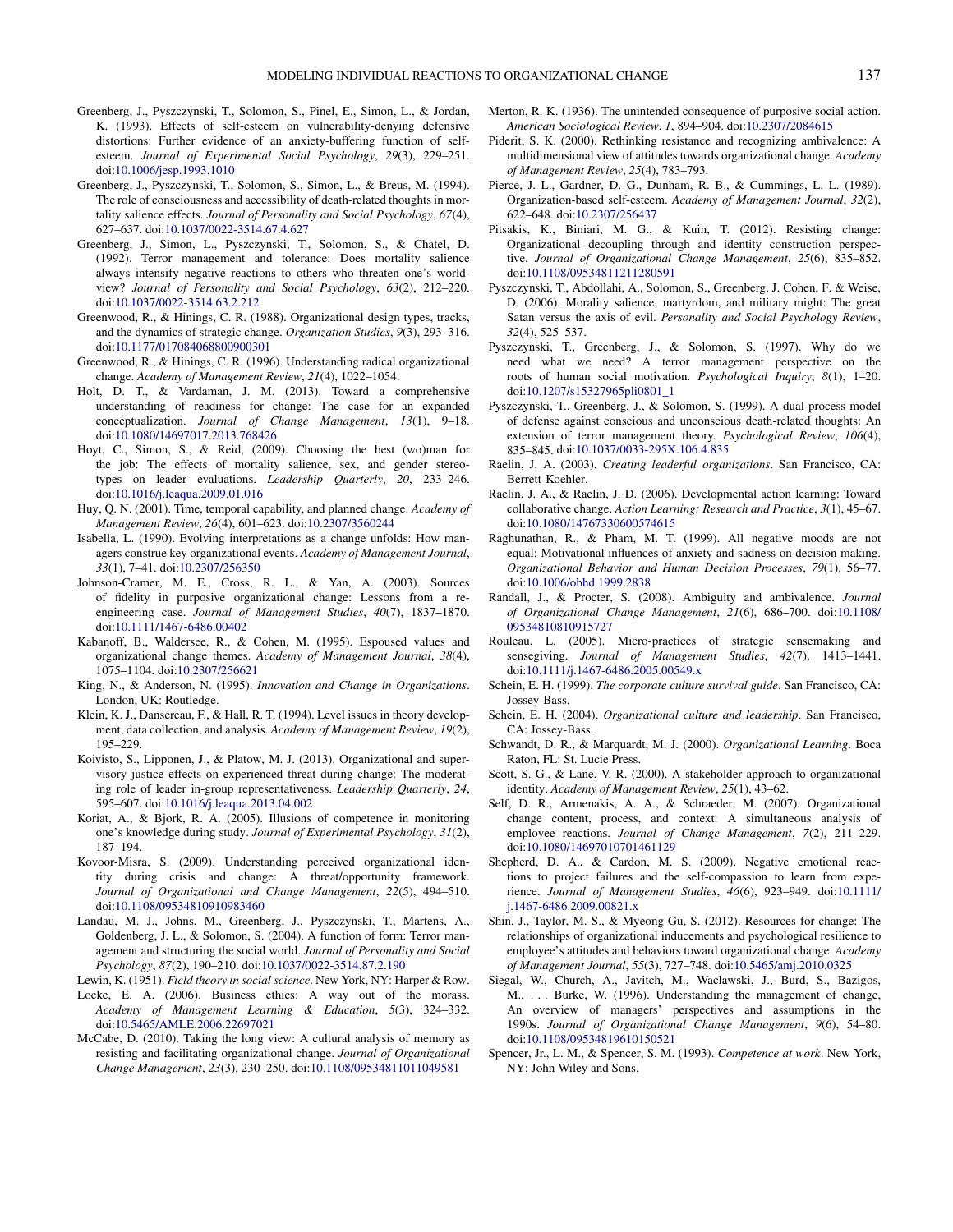Greenberg, J., Pyszczynski, T., Solomon, S., Pinel, E., Simon, L., & Jordan, K. (1993). Effects of self-esteem on vulnerability-denying defensive distortions: Further evidence of an anxiety-buffering function of self-esteem. *Journal of Experimental Social Psychology*, *29*(3), 229–251. doi:10.1006/jesp.1993.1010

Greenberg, J., Pyszczynski, T., Solomon, S., Simon, L., & Breus, M. (1994). The role of consciousness and accessibility of death-related thoughts in mortality salience effects. *Journal of Personality and Social Psychology*, *67*(4), 627–637. doi:10.1037/0022-3514.67.4.627

Greenberg, J., Simon, L., Pyszczynski, T., Solomon, S., & Chatel, D. (1992). Terror management and tolerance: Does mortality salience always intensify negative reactions to others who threaten one's worldview? *Journal of Personality and Social Psychology*, *63*(2), 212–220. doi:10.1037/0022-3514.63.2.212

Greenwood, R., & Hinings, C. R. (1988). Organizational design types, tracks, and the dynamics of strategic change. *Organization Studies*, *9*(3), 293–316. doi:10.1177/017084068800900301

Greenwood, R., & Hinings, C. R. (1996). Understanding radical organizational change. *Academy of Management Review*, *21*(4), 1022–1054.

Holt, D. T., & Vardaman, J. M. (2013). Toward a comprehensive understanding of readiness for change: The case for an expanded conceptualization. *Journal of Change Management*, *13*(1), 9–18. doi:10.1080/14697017.2013.768426

Hoyt, C., Simon, S., & Reid, (2009). Choosing the best (wo)man for the job: The effects of mortality salience, sex, and gender stereotypes on leader evaluations. *Leadership Quarterly*, *20*, 233–246. doi:10.1016/j.leaqua.2009.01.016

Huy, Q. N. (2001). Time, temporal capability, and planned change. *Academy of Management Review*, *26*(4), 601–623. doi:10.2307/3560244

Isabella, L. (1990). Evolving interpretations as a change unfolds: How managers construe key organizational events. *Academy of Management Journal*, *33*(1), 7–41. doi:10.2307/256350

Johnson-Cramer, M. E., Cross, R. L., & Yan, A. (2003). Sources of fidelity in purposive organizational change: Lessons from a re-engineering case. *Journal of Management Studies*, *40*(7), 1837–1870. doi:10.1111/1467-6486.00402

Kabanoff, B., Waldersee, R., & Cohen, M. (1995). Espoused values and organizational change themes. *Academy of Management Journal*, *38*(4), 1075–1104. doi:10.2307/256621

King, N., & Anderson, N. (1995). *Innovation and Change in Organizations*. London, UK: Routledge.

Klein, K. J., Dansereau, F., & Hall, R. T. (1994). Level issues in theory development, data collection, and analysis. *Academy of Management Review*, *19*(2), 195–229.

Koivisto, S., Lipponen, J., & Platow, M. J. (2013). Organizational and supervisory justice effects on experienced threat during change: The moderating role of leader in-group representativeness. *Leadership Quarterly*, *24*, 595–607. doi:10.1016/j.leaqua.2013.04.002

Koriat, A., & Bjork, R. A. (2005). Illusions of competence in monitoring one's knowledge during study. *Journal of Experimental Psychology*, *31*(2), 187–194.

Kovoor-Misra, S. (2009). Understanding perceived organizational identity during crisis and change: A threat/opportunity framework. *Journal of Organizational and Change Management*, *22*(5), 494–510. doi:10.1108/09534810910983460

Landau, M. J., Johns, M., Greenberg, J., Pyszczynski, T., Martens, A., Goldenberg, J. L., & Solomon, S. (2004). A function of form: Terror management and structuring the social world. *Journal of Personality and Social Psychology*, *87*(2), 190–210. doi:10.1037/0022-3514.87.2.190

Lewin, K. (1951). *Field theory in social science*. New York, NY: Harper & Row.

Locke, E. A. (2006). Business ethics: A way out of the morass. *Academy of Management Learning & Education*, *5*(3), 324–332. doi:10.5465/AMLE.2006.22697021

McCabe, D. (2010). Taking the long view: A cultural analysis of memory as resisting and facilitating organizational change. *Journal of Organizational Change Management*, *23*(3), 230–250. doi:10.1108/09534811011049581

Merton, R. K. (1936). The unintended consequence of purposive social action. *American Sociological Review*, *1*, 894–904. doi:10.2307/2084615

Piderit, S. K. (2000). Rethinking resistance and recognizing ambivalence: A multidimensional view of attitudes towards organizational change. *Academy of Management Review*, *25*(4), 783–793.

Pierce, J. L., Gardner, D. G., Dunham, R. B., & Cummings, L. L. (1989). Organization-based self-esteem. *Academy of Management Journal*, *32*(2), 622–648. doi:10.2307/256437

Pitsakis, K., Biniari, M. G., & Kuin, T. (2012). Resisting change: Organizational decoupling through and identity construction perspective. *Journal of Organizational Change Management*, *25*(6), 835–852. doi:10.1108/09534811211280591

Pyszczynski, T., Abdollahi, A., Solomon, S., Greenberg, J. Cohen, F. & Weise, D. (2006). Morality salience, martyrdom, and military might: The great Satan versus the axis of evil. *Personality and Social Psychology Review*, *32*(4), 525–537.

Pyszczynski, T., Greenberg, J., & Solomon, S. (1997). Why do we need what we need? A terror management perspective on the roots of human social motivation. *Psychological Inquiry*, *8*(1), 1–20. doi:10.1207/s15327965pli0801_1

Pyszczynski, T., Greenberg, J., & Solomon, S. (1999). A dual-process model of defense against conscious and unconscious death-related thoughts: An extension of terror management theory. *Psychological Review*, *106*(4), 835–845. doi:10.1037/0033-295X.106.4.835

Raelin, J. A. (2003). *Creating leaderful organizations*. San Francisco, CA: Berrett-Koehler.

Raelin, J. A., & Raelin, J. D. (2006). Developmental action learning: Toward collaborative change. *Action Learning: Research and Practice*, *3*(1), 45–67. doi:10.1080/14767330600574615

Raghunathan, R., & Pham, M. T. (1999). All negative moods are not equal: Motivational influences of anxiety and sadness on decision making. *Organizational Behavior and Human Decision Processes*, *79*(1), 56–77. doi:10.1006/obhd.1999.2838

Randall, J., & Procter, S. (2008). Ambiguity and ambivalence. *Journal of Organizational Change Management*, *21*(6), 686–700. doi:10.1108/09534810810915727

Rouleau, L. (2005). Micro-practices of strategic sensemaking and sensegiving. *Journal of Management Studies*, *42*(7), 1413–1441. doi:10.1111/j.1467-6486.2005.00549.x

Schein, E. H. (1999). *The corporate culture survival guide*. San Francisco, CA: Jossey-Bass.

Schein, E. H. (2004). *Organizational culture and leadership*. San Francisco, CA: Jossey-Bass.

Schwandt, D. R., & Marquardt, M. J. (2000). *Organizational Learning*. Boca Raton, FL: St. Lucie Press.

Scott, S. G., & Lane, V. R. (2000). A stakeholder approach to organizational identity. *Academy of Management Review*, *25*(1), 43–62.

Self, D. R., Armenakis, A. A., & Schraeder, M. (2007). Organizational change content, process, and context: A simultaneous analysis of employee reactions. *Journal of Change Management*, *7*(2), 211–229. doi:10.1080/14697010701461129

Shepherd, D. A., & Cardon, M. S. (2009). Negative emotional reactions to project failures and the self-compassion to learn from experience. *Journal of Management Studies*, *46*(6), 923–949. doi:10.1111/j.1467-6486.2009.00821.x

Shin, J., Taylor, M. S., & Myeong-Gu, S. (2012). Resources for change: The relationships of organizational inducements and psychological resilience to employee's attitudes and behaviors toward organizational change. *Academy of Management Journal*, *55*(3), 727–748. doi:10.5465/amj.2010.0325

Siegal, W., Church, A., Javitch, M., Waclawski, J., Burd, S., Bazigos, M., . . . Burke, W. (1996). Understanding the management of change, An overview of managers' perspectives and assumptions in the 1990s. *Journal of Organizational Change Management*, *9*(6), 54–80. doi:10.1108/09534819610150521

Spencer, Jr., L. M., & Spencer, S. M. (1993). *Competence at work*. New York, NY: John Wiley and Sons.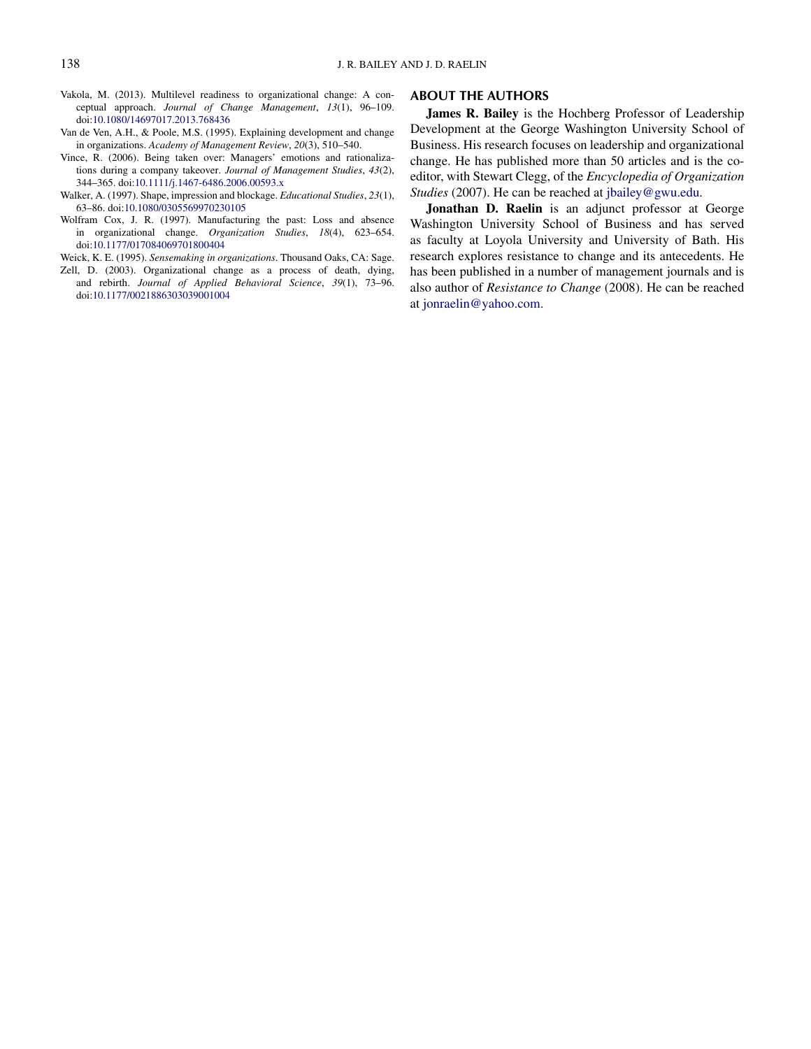Vakola, M. (2013). Multilevel readiness to organizational change: A conceptual approach. *Journal of Change Management*, *13*(1), 96–109. doi:10.1080/14697017.2013.768436

Van de Ven, A.H., & Poole, M.S. (1995). Explaining development and change in organizations. *Academy of Management Review*, *20*(3), 510–540.

Vince, R. (2006). Being taken over: Managers' emotions and rationalizations during a company takeover. *Journal of Management Studies*, *43*(2), 344–365. doi:10.1111/j.1467-6486.2006.00593.x

Walker, A. (1997). Shape, impression and blockage. *Educational Studies*, *23*(1), 63–86. doi:10.1080/0305569970230105

Wolfram Cox, J. R. (1997). Manufacturing the past: Loss and absence in organizational change. *Organization Studies*, *18*(4), 623–654. doi:10.1177/017084069701800404

Weick, K. E. (1995). *Sensemaking in organizations*. Thousand Oaks, CA: Sage.

Zell, D. (2003). Organizational change as a process of death, dying, and rebirth. *Journal of Applied Behavioral Science*, *39*(1), 73–96. doi:10.1177/0021886303039001004

## ABOUT THE AUTHORS

**James R. Bailey** is the Hochberg Professor of Leadership Development at the George Washington University School of Business. His research focuses on leadership and organizational change. He has published more than 50 articles and is the co-editor, with Stewart Clegg, of the *Encyclopedia of Organization Studies* (2007). He can be reached at jbailey@gwu.edu.

**Jonathan D. Raelin** is an adjunct professor at George Washington University School of Business and has served as faculty at Loyola University and University of Bath. His research explores resistance to change and its antecedents. He has been published in a number of management journals and is also author of *Resistance to Change* (2008). He can be reached at jonraelin@yahoo.com.